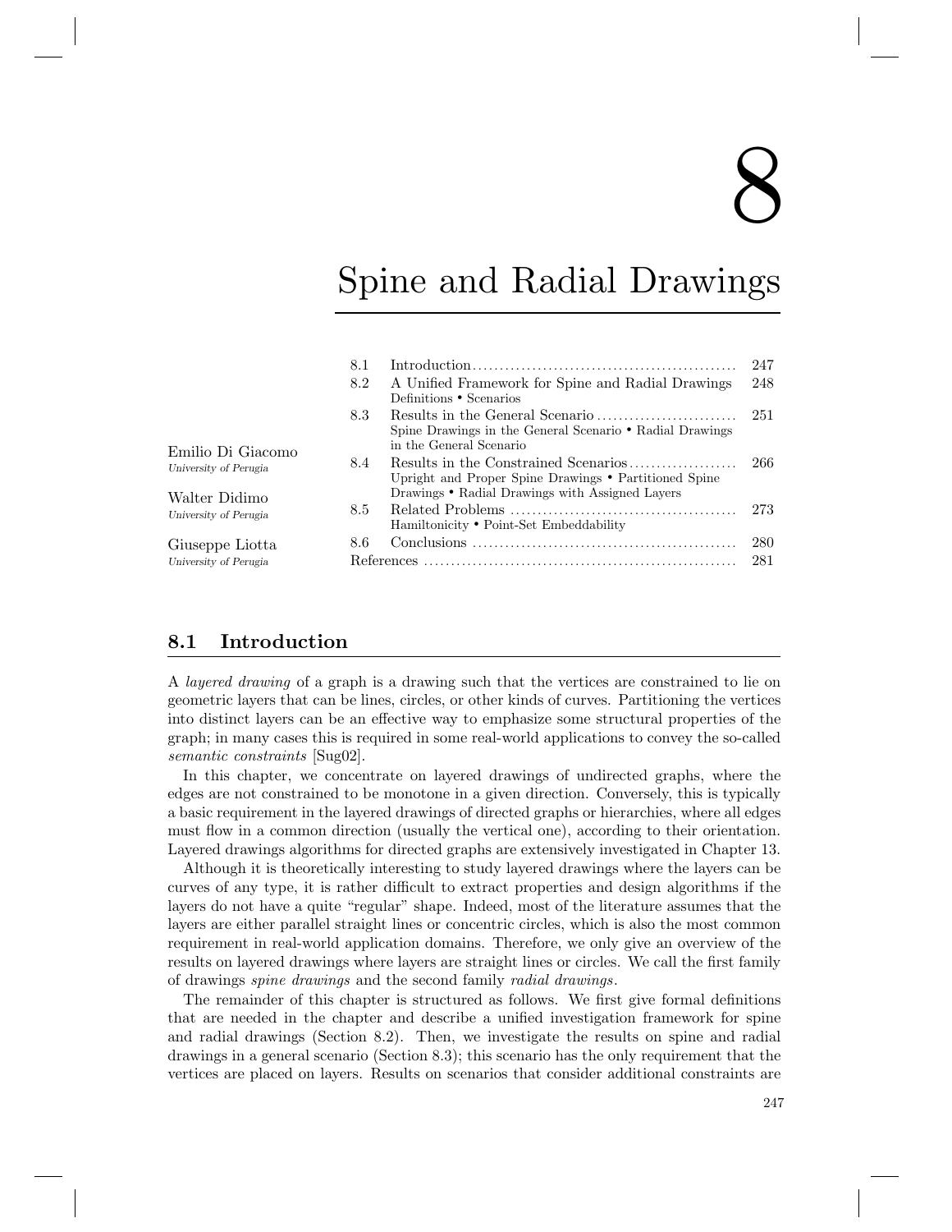# 8

# Spine and Radial Drawings

Emilio Di Giacomo
*University of Perugia*

Walter Didimo
*University of Perugia*

Giuseppe Liotta
*University of Perugia*

| | | |
|---|---|---|
| 8.1 | Introduction | 247 |
| 8.2 | A Unified Framework for Spine and Radial Drawings<br>Definitions • Scenarios | 248 |
| 8.3 | Results in the General Scenario<br>Spine Drawings in the General Scenario • Radial Drawings in the General Scenario | 251 |
| 8.4 | Results in the Constrained Scenarios<br>Upright and Proper Spine Drawings • Partitioned Spine Drawings • Radial Drawings with Assigned Layers | 266 |
| 8.5 | Related Problems<br>Hamiltonicity • Point-Set Embeddability | 273 |
| 8.6 | Conclusions | 280 |
| | References | 281 |

## 8.1 Introduction

A *layered drawing* of a graph is a drawing such that the vertices are constrained to lie on geometric layers that can be lines, circles, or other kinds of curves. Partitioning the vertices into distinct layers can be an effective way to emphasize some structural properties of the graph; in many cases this is required in some real-world applications to convey the so-called *semantic constraints* [Sug02].

In this chapter, we concentrate on layered drawings of undirected graphs, where the edges are not constrained to be monotone in a given direction. Conversely, this is typically a basic requirement in the layered drawings of directed graphs or hierarchies, where all edges must flow in a common direction (usually the vertical one), according to their orientation. Layered drawings algorithms for directed graphs are extensively investigated in Chapter 13.

Although it is theoretically interesting to study layered drawings where the layers can be curves of any type, it is rather difficult to extract properties and design algorithms if the layers do not have a quite "regular" shape. Indeed, most of the literature assumes that the layers are either parallel straight lines or concentric circles, which is also the most common requirement in real-world application domains. Therefore, we only give an overview of the results on layered drawings where layers are straight lines or circles. We call the first family of drawings *spine drawings* and the second family *radial drawings*.

The remainder of this chapter is structured as follows. We first give formal definitions that are needed in the chapter and describe a unified investigation framework for spine and radial drawings (Section 8.2). Then, we investigate the results on spine and radial drawings in a general scenario (Section 8.3); this scenario has the only requirement that the vertices are placed on layers. Results on scenarios that consider additional constraints are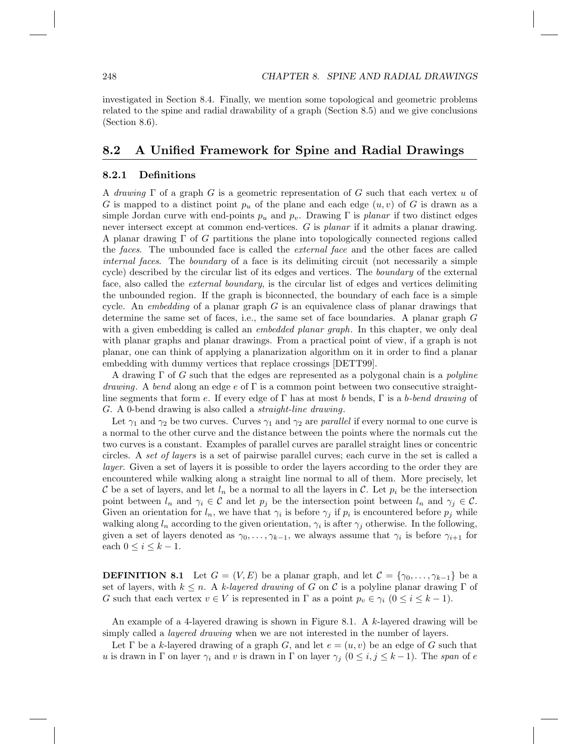investigated in Section 8.4. Finally, we mention some topological and geometric problems related to the spine and radial drawability of a graph (Section 8.5) and we give conclusions (Section 8.6).

## 8.2 A Unified Framework for Spine and Radial Drawings

### 8.2.1 Definitions

A *drawing* $\Gamma$ of a graph $G$ is a geometric representation of $G$ such that each vertex $u$ of $G$ is mapped to a distinct point $p_u$ of the plane and each edge $(u, v)$ of $G$ is drawn as a simple Jordan curve with end-points $p_u$ and $p_v$. Drawing $\Gamma$ is *planar* if two distinct edges never intersect except at common end-vertices. $G$ is *planar* if it admits a planar drawing. A planar drawing $\Gamma$ of $G$ partitions the plane into topologically connected regions called the *faces*. The unbounded face is called the *external face* and the other faces are called *internal faces*. The *boundary* of a face is its delimiting circuit (not necessarily a simple cycle) described by the circular list of its edges and vertices. The *boundary* of the external face, also called the *external boundary*, is the circular list of edges and vertices delimiting the unbounded region. If the graph is biconnected, the boundary of each face is a simple cycle. An *embedding* of a planar graph $G$ is an equivalence class of planar drawings that determine the same set of faces, i.e., the same set of face boundaries. A planar graph $G$ with a given embedding is called an *embedded planar graph*. In this chapter, we only deal with planar graphs and planar drawings. From a practical point of view, if a graph is not planar, one can think of applying a planarization algorithm on it in order to find a planar embedding with dummy vertices that replace crossings [DETT99].

A drawing $\Gamma$ of $G$ such that the edges are represented as a polygonal chain is a *polyline drawing*. A *bend* along an edge $e$ of $\Gamma$ is a common point between two consecutive straight-line segments that form $e$. If every edge of $\Gamma$ has at most $b$ bends, $\Gamma$ is a *b-bend drawing* of $G$. A 0-bend drawing is also called a *straight-line drawing*.

Let $\gamma_1$ and $\gamma_2$ be two curves. Curves $\gamma_1$ and $\gamma_2$ are *parallel* if every normal to one curve is a normal to the other curve and the distance between the points where the normals cut the two curves is a constant. Examples of parallel curves are parallel straight lines or concentric circles. A *set of layers* is a set of pairwise parallel curves; each curve in the set is called a *layer.* Given a set of layers it is possible to order the layers according to the order they are encountered while walking along a straight line normal to all of them. More precisely, let $\mathcal{C}$ be a set of layers, and let $l_n$ be a normal to all the layers in $\mathcal{C}$. Let $p_i$ be the intersection point between $l_n$ and $\gamma_i \in \mathcal{C}$ and let $p_j$ be the intersection point between $l_n$ and $\gamma_j \in \mathcal{C}$. Given an orientation for $l_n$, we have that $\gamma_i$ is before $\gamma_j$ if $p_i$ is encountered before $p_j$ while walking along $l_n$ according to the given orientation, $\gamma_i$ is after $\gamma_j$ otherwise. In the following, given a set of layers denoted as $\gamma_0, \ldots, \gamma_{k-1}$, we always assume that $\gamma_i$ is before $\gamma_{i+1}$ for each $0 \leq i \leq k-1$.

**DEFINITION 8.1** Let $G = (V, E)$ be a planar graph, and let $\mathcal{C} = \{\gamma_0, \ldots, \gamma_{k-1}\}$ be a set of layers, with $k \leq n$. A *k-layered drawing* of $G$ on $\mathcal{C}$ is a polyline planar drawing $\Gamma$ of $G$ such that each vertex $v \in V$ is represented in $\Gamma$ as a point $p_v \in \gamma_i$ $(0 \leq i \leq k-1)$.

An example of a 4-layered drawing is shown in Figure 8.1. A $k$-layered drawing will be simply called a *layered drawing* when we are not interested in the number of layers.

Let $\Gamma$ be a $k$-layered drawing of a graph $G$, and let $e = (u, v)$ be an edge of $G$ such that $u$ is drawn in $\Gamma$ on layer $\gamma_i$ and $v$ is drawn in $\Gamma$ on layer $\gamma_j$ $(0 \leq i, j \leq k-1)$. The *span* of $e$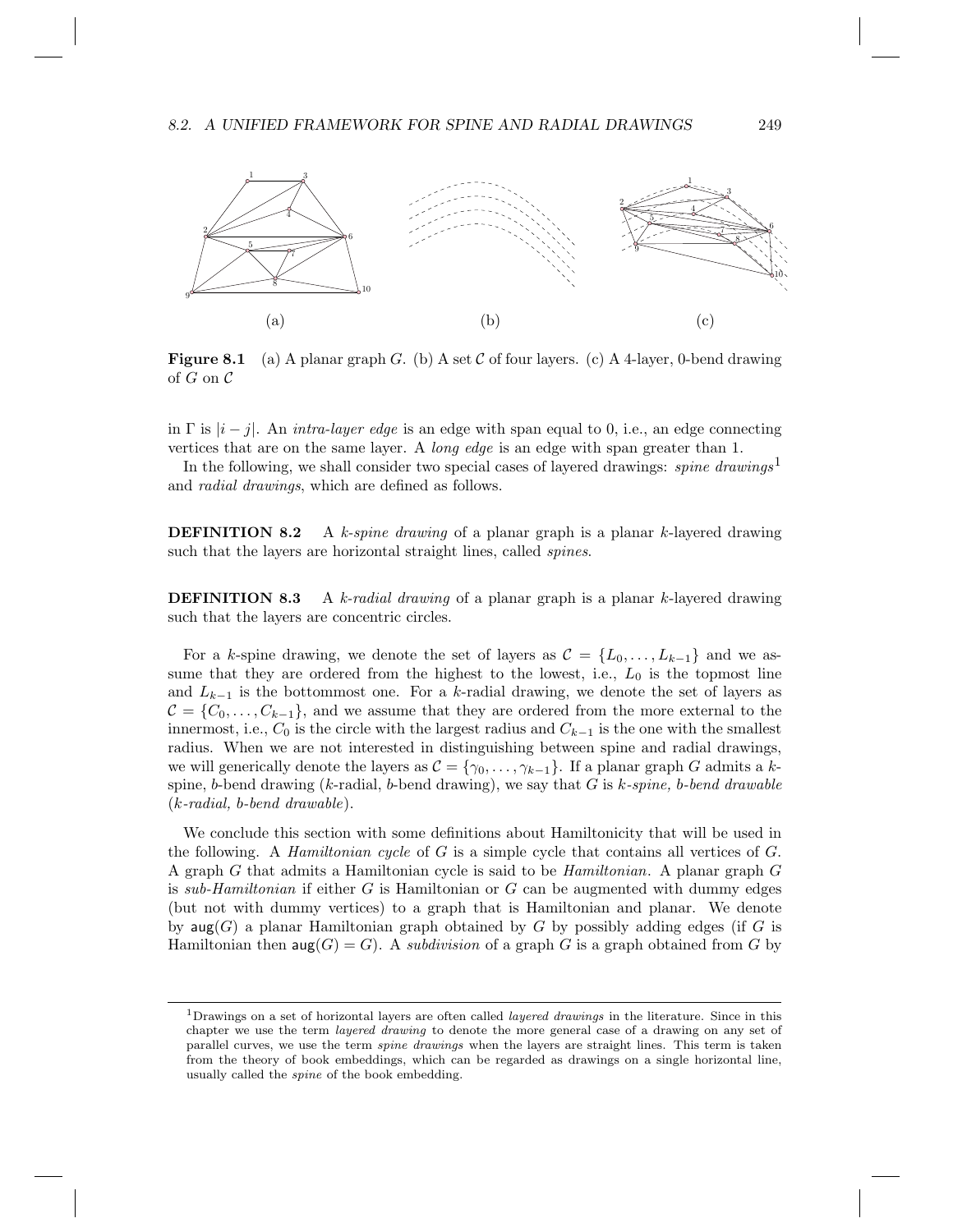**Figure 8.1** (a) A planar graph $G$. (b) A set $\mathcal{C}$ of four layers. (c) A 4-layer, 0-bend drawing of $G$ on $\mathcal{C}$

in $\Gamma$ is $|i - j|$. An *intra-layer edge* is an edge with span equal to 0, i.e., an edge connecting vertices that are on the same layer. A *long edge* is an edge with span greater than 1.

In the following, we shall consider two special cases of layered drawings: *spine drawings*[1] and *radial drawings*, which are defined as follows.

**DEFINITION 8.2** A *k-spine drawing* of a planar graph is a planar $k$-layered drawing such that the layers are horizontal straight lines, called *spines*.

**DEFINITION 8.3** A *k-radial drawing* of a planar graph is a planar $k$-layered drawing such that the layers are concentric circles.

For a $k$-spine drawing, we denote the set of layers as $\mathcal{C} = \{L_0, \ldots, L_{k-1}\}$ and we assume that they are ordered from the highest to the lowest, i.e., $L_0$ is the topmost line and $L_{k-1}$ is the bottommost one. For a $k$-radial drawing, we denote the set of layers as $\mathcal{C} = \{C_0, \ldots, C_{k-1}\}$, and we assume that they are ordered from the more external to the innermost, i.e., $C_0$ is the circle with the largest radius and $C_{k-1}$ is the one with the smallest radius. When we are not interested in distinguishing between spine and radial drawings, we will generically denote the layers as $\mathcal{C} = \{\gamma_0, \ldots, \gamma_{k-1}\}$. If a planar graph $G$ admits a $k$-spine, $b$-bend drawing ($k$-radial, $b$-bend drawing), we say that $G$ is *k-spine, b-bend drawable* (*k-radial, b-bend drawable*).

We conclude this section with some definitions about Hamiltonicity that will be used in the following. A *Hamiltonian cycle* of $G$ is a simple cycle that contains all vertices of $G$. A graph $G$ that admits a Hamiltonian cycle is said to be *Hamiltonian*. A planar graph $G$ is *sub-Hamiltonian* if either $G$ is Hamiltonian or $G$ can be augmented with dummy edges (but not with dummy vertices) to a graph that is Hamiltonian and planar. We denote by $\mathsf{aug}(G)$ a planar Hamiltonian graph obtained by $G$ by possibly adding edges (if $G$ is Hamiltonian then $\mathsf{aug}(G) = G$). A *subdivision* of a graph $G$ is a graph obtained from $G$ by

---

[1] Drawings on a set of horizontal layers are often called *layered drawings* in the literature. Since in this chapter we use the term *layered drawing* to denote the more general case of a drawing on any set of parallel curves, we use the term *spine drawings* when the layers are straight lines. This term is taken from the theory of book embeddings, which can be regarded as drawings on a single horizontal line, usually called the *spine* of the book embedding.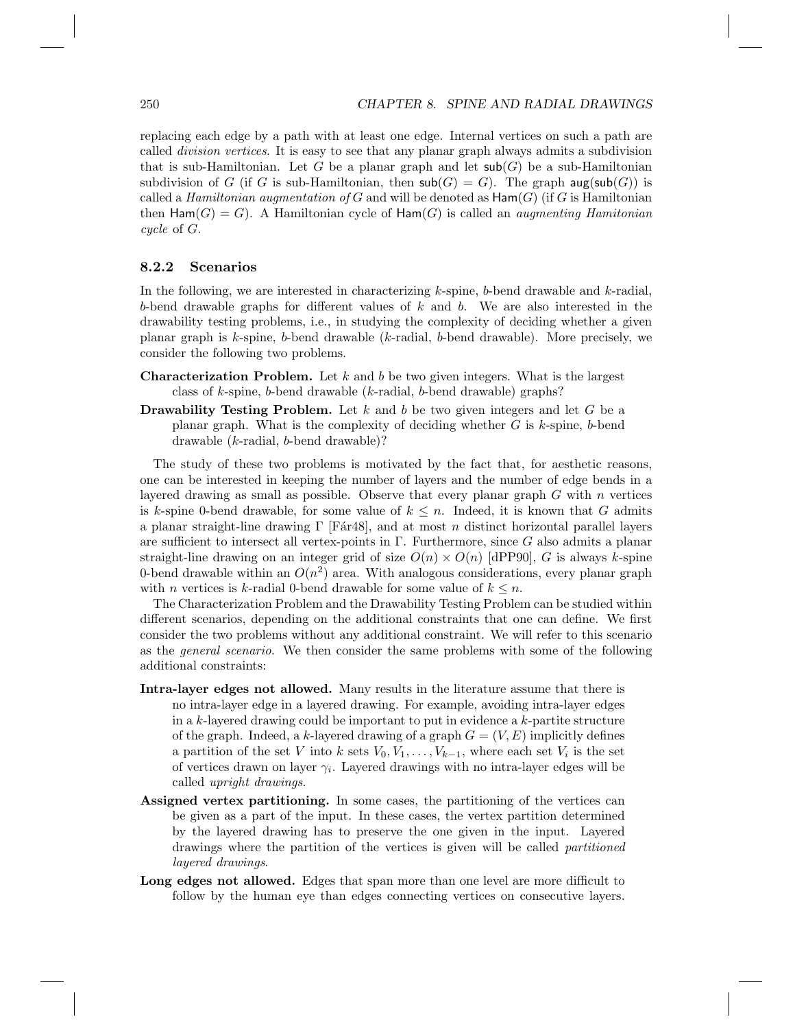replacing each edge by a path with at least one edge. Internal vertices on such a path are called *division vertices*. It is easy to see that any planar graph always admits a subdivision that is sub-Hamiltonian. Let $G$ be a planar graph and let $\mathsf{sub}(G)$ be a sub-Hamiltonian subdivision of $G$ (if $G$ is sub-Hamiltonian, then $\mathsf{sub}(G) = G$). The graph $\mathsf{aug}(\mathsf{sub}(G))$ is called a *Hamiltonian augmentation of* $G$ and will be denoted as $\mathsf{Ham}(G)$ (if $G$ is Hamiltonian then $\mathsf{Ham}(G) = G$). A Hamiltonian cycle of $\mathsf{Ham}(G)$ is called an *augmenting Hamitonian cycle* of $G$.

### 8.2.2 Scenarios

In the following, we are interested in characterizing $k$-spine, $b$-bend drawable and $k$-radial, $b$-bend drawable graphs for different values of $k$ and $b$. We are also interested in the drawability testing problems, i.e., in studying the complexity of deciding whether a given planar graph is $k$-spine, $b$-bend drawable ($k$-radial, $b$-bend drawable). More precisely, we consider the following two problems.

**Characterization Problem.** Let $k$ and $b$ be two given integers. What is the largest class of $k$-spine, $b$-bend drawable ($k$-radial, $b$-bend drawable) graphs?

**Drawability Testing Problem.** Let $k$ and $b$ be two given integers and let $G$ be a planar graph. What is the complexity of deciding whether $G$ is $k$-spine, $b$-bend drawable ($k$-radial, $b$-bend drawable)?

The study of these two problems is motivated by the fact that, for aesthetic reasons, one can be interested in keeping the number of layers and the number of edge bends in a layered drawing as small as possible. Observe that every planar graph $G$ with $n$ vertices is $k$-spine 0-bend drawable, for some value of $k \leq n$. Indeed, it is known that $G$ admits a planar straight-line drawing $\Gamma$ [Fár48], and at most $n$ distinct horizontal parallel layers are sufficient to intersect all vertex-points in $\Gamma$. Furthermore, since $G$ also admits a planar straight-line drawing on an integer grid of size $O(n) \times O(n)$ [dPP90], $G$ is always $k$-spine 0-bend drawable within an $O(n^2)$ area. With analogous considerations, every planar graph with $n$ vertices is $k$-radial 0-bend drawable for some value of $k \leq n$.

The Characterization Problem and the Drawability Testing Problem can be studied within different scenarios, depending on the additional constraints that one can define. We first consider the two problems without any additional constraint. We will refer to this scenario as the *general scenario*. We then consider the same problems with some of the following additional constraints:

**Intra-layer edges not allowed.** Many results in the literature assume that there is no intra-layer edge in a layered drawing. For example, avoiding intra-layer edges in a $k$-layered drawing could be important to put in evidence a $k$-partite structure of the graph. Indeed, a $k$-layered drawing of a graph $G = (V, E)$ implicitly defines a partition of the set $V$ into $k$ sets $V_0, V_1, \ldots, V_{k-1}$, where each set $V_i$ is the set of vertices drawn on layer $\gamma_i$. Layered drawings with no intra-layer edges will be called *upright drawings*.

**Assigned vertex partitioning.** In some cases, the partitioning of the vertices can be given as a part of the input. In these cases, the vertex partition determined by the layered drawing has to preserve the one given in the input. Layered drawings where the partition of the vertices is given will be called *partitioned layered drawings*.

**Long edges not allowed.** Edges that span more than one level are more difficult to follow by the human eye than edges connecting vertices on consecutive layers.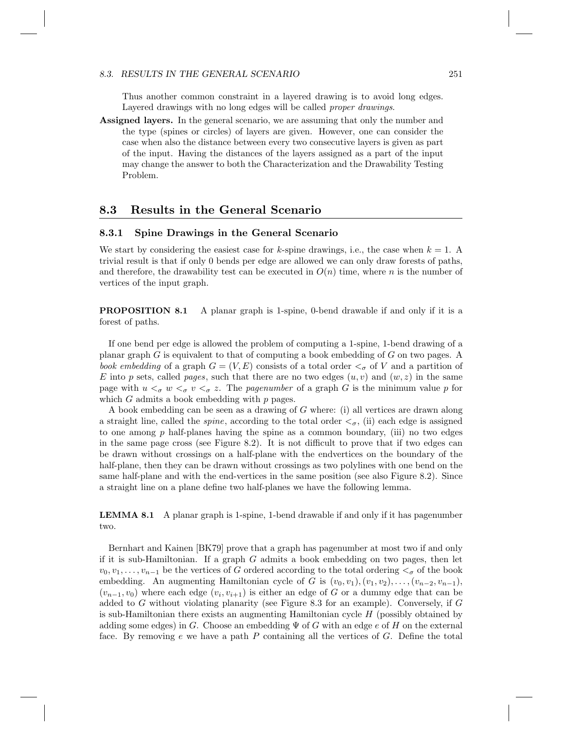Thus another common constraint in a layered drawing is to avoid long edges. Layered drawings with no long edges will be called *proper drawings*.

**Assigned layers.** In the general scenario, we are assuming that only the number and the type (spines or circles) of layers are given. However, one can consider the case when also the distance between every two consecutive layers is given as part of the input. Having the distances of the layers assigned as a part of the input may change the answer to both the Characterization and the Drawability Testing Problem.

## 8.3 Results in the General Scenario

### 8.3.1 Spine Drawings in the General Scenario

We start by considering the easiest case for $k$-spine drawings, i.e., the case when $k = 1$. A trivial result is that if only 0 bends per edge are allowed we can only draw forests of paths, and therefore, the drawability test can be executed in $O(n)$ time, where $n$ is the number of vertices of the input graph.

**PROPOSITION 8.1** A planar graph is 1-spine, 0-bend drawable if and only if it is a forest of paths.

If one bend per edge is allowed the problem of computing a 1-spine, 1-bend drawing of a planar graph $G$ is equivalent to that of computing a book embedding of $G$ on two pages. A *book embedding* of a graph $G = (V, E)$ consists of a total order $<_\sigma$ of $V$ and a partition of $E$ into $p$ sets, called *pages*, such that there are no two edges $(u, v)$ and $(w, z)$ in the same page with $u <_\sigma w <_\sigma v <_\sigma z$. The *pagenumber* of a graph $G$ is the minimum value $p$ for which $G$ admits a book embedding with $p$ pages.

A book embedding can be seen as a drawing of $G$ where: (i) all vertices are drawn along a straight line, called the *spine*, according to the total order $<_\sigma$, (ii) each edge is assigned to one among $p$ half-planes having the spine as a common boundary, (iii) no two edges in the same page cross (see Figure 8.2). It is not difficult to prove that if two edges can be drawn without crossings on a half-plane with the endvertices on the boundary of the half-plane, then they can be drawn without crossings as two polylines with one bend on the same half-plane and with the end-vertices in the same position (see also Figure 8.2). Since a straight line on a plane define two half-planes we have the following lemma.

**LEMMA 8.1** A planar graph is 1-spine, 1-bend drawable if and only if it has pagenumber two.

Bernhart and Kainen [BK79] prove that a graph has pagenumber at most two if and only if it is sub-Hamiltonian. If a graph $G$ admits a book embedding on two pages, then let $v_0, v_1, \ldots, v_{n-1}$ be the vertices of $G$ ordered according to the total ordering $<_\sigma$ of the book embedding. An augmenting Hamiltonian cycle of $G$ is $(v_0, v_1), (v_1, v_2), \ldots, (v_{n-2}, v_{n-1})$, $(v_{n-1}, v_0)$ where each edge $(v_i, v_{i+1})$ is either an edge of $G$ or a dummy edge that can be added to $G$ without violating planarity (see Figure 8.3 for an example). Conversely, if $G$ is sub-Hamiltonian there exists an augmenting Hamiltonian cycle $H$ (possibly obtained by adding some edges) in $G$. Choose an embedding $\Psi$ of $G$ with an edge $e$ of $H$ on the external face. By removing $e$ we have a path $P$ containing all the vertices of $G$. Define the total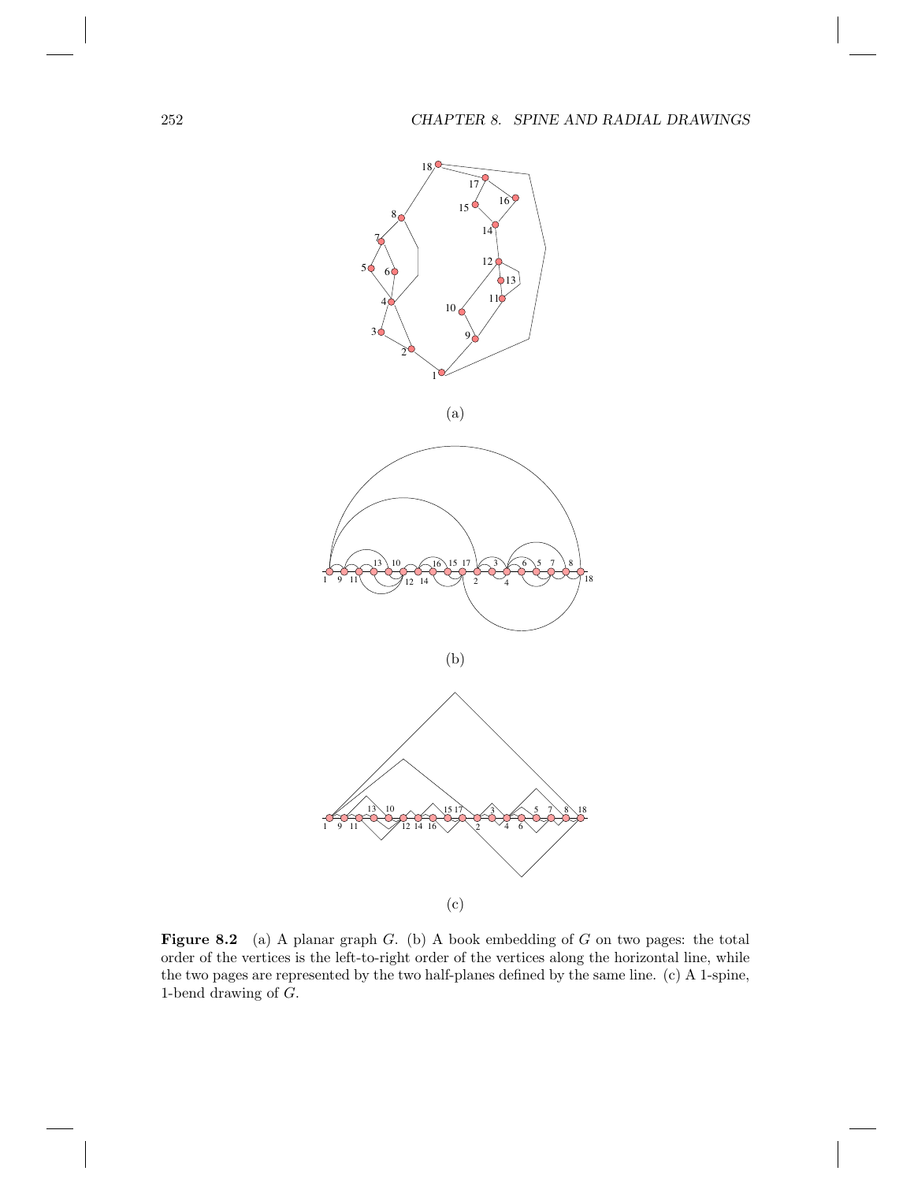(a)

(b)

(c)

**Figure 8.2** (a) A planar graph $G$. (b) A book embedding of $G$ on two pages: the total order of the vertices is the left-to-right order of the vertices along the horizontal line, while the two pages are represented by the two half-planes defined by the same line. (c) A 1-spine, 1-bend drawing of $G$.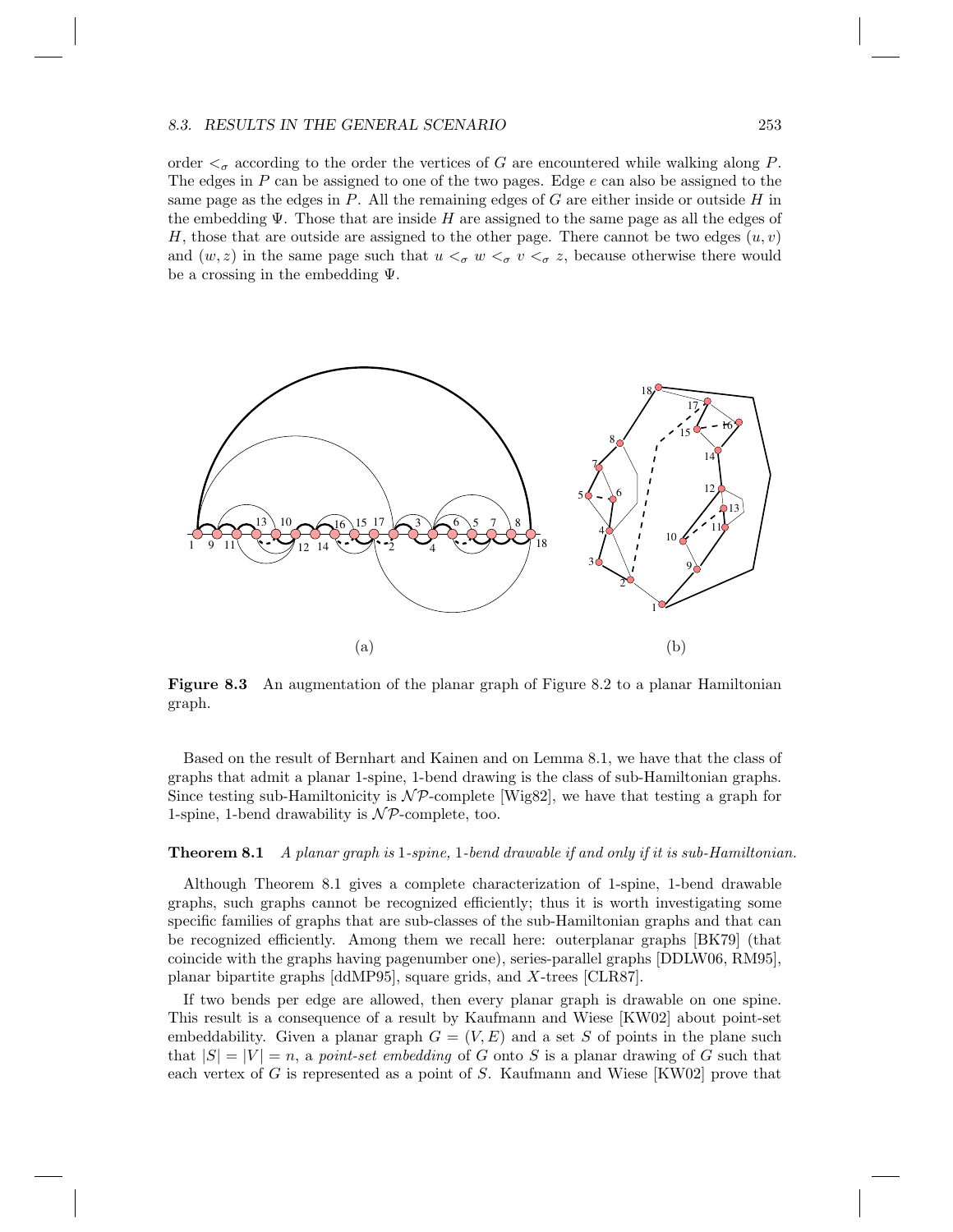order $<_\sigma$ according to the order the vertices of $G$ are encountered while walking along $P$. The edges in $P$ can be assigned to one of the two pages. Edge $e$ can also be assigned to the same page as the edges in $P$. All the remaining edges of $G$ are either inside or outside $H$ in the embedding $\Psi$. Those that are inside $H$ are assigned to the same page as all the edges of $H$, those that are outside are assigned to the other page. There cannot be two edges $(u, v)$ and $(w, z)$ in the same page such that $u <_\sigma w <_\sigma v <_\sigma z$, because otherwise there would be a crossing in the embedding $\Psi$.

**Figure 8.3** An augmentation of the planar graph of Figure 8.2 to a planar Hamiltonian graph.

Based on the result of Bernhart and Kainen and on Lemma 8.1, we have that the class of graphs that admit a planar 1-spine, 1-bend drawing is the class of sub-Hamiltonian graphs. Since testing sub-Hamiltonicity is $\mathcal{NP}$-complete [Wig82], we have that testing a graph for 1-spine, 1-bend drawability is $\mathcal{NP}$-complete, too.

**Theorem 8.1** *A planar graph is 1-spine, 1-bend drawable if and only if it is sub-Hamiltonian.*

Although Theorem 8.1 gives a complete characterization of 1-spine, 1-bend drawable graphs, such graphs cannot be recognized efficiently; thus it is worth investigating some specific families of graphs that are sub-classes of the sub-Hamiltonian graphs and that can be recognized efficiently. Among them we recall here: outerplanar graphs [BK79] (that coincide with the graphs having pagenumber one), series-parallel graphs [DDLW06, RM95], planar bipartite graphs [ddMP95], square grids, and $X$-trees [CLR87].

If two bends per edge are allowed, then every planar graph is drawable on one spine. This result is a consequence of a result by Kaufmann and Wiese [KW02] about point-set embeddability. Given a planar graph $G = (V, E)$ and a set $S$ of points in the plane such that $|S| = |V| = n$, a *point-set embedding* of $G$ onto $S$ is a planar drawing of $G$ such that each vertex of $G$ is represented as a point of $S$. Kaufmann and Wiese [KW02] prove that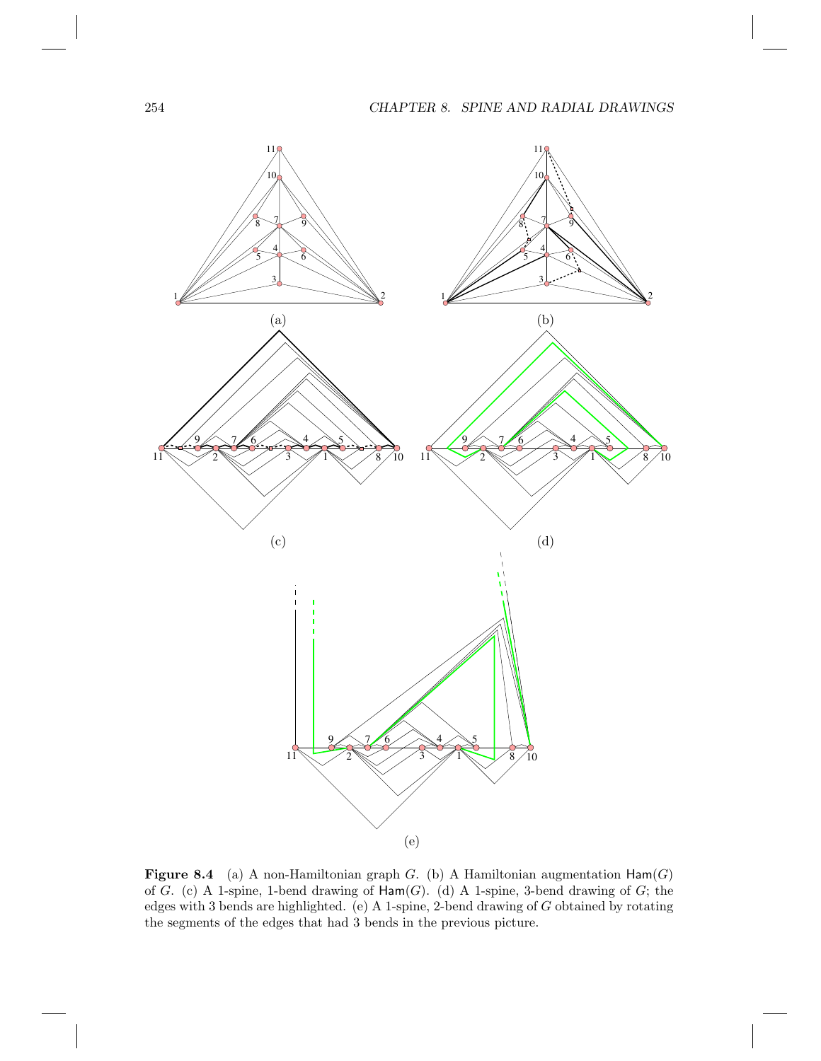**Figure 8.4** (a) A non-Hamiltonian graph $G$. (b) A Hamiltonian augmentation $\mathsf{Ham}(G)$ of $G$. (c) A 1-spine, 1-bend drawing of $\mathsf{Ham}(G)$. (d) A 1-spine, 3-bend drawing of $G$; the edges with 3 bends are highlighted. (e) A 1-spine, 2-bend drawing of $G$ obtained by rotating the segments of the edges that had 3 bends in the previous picture.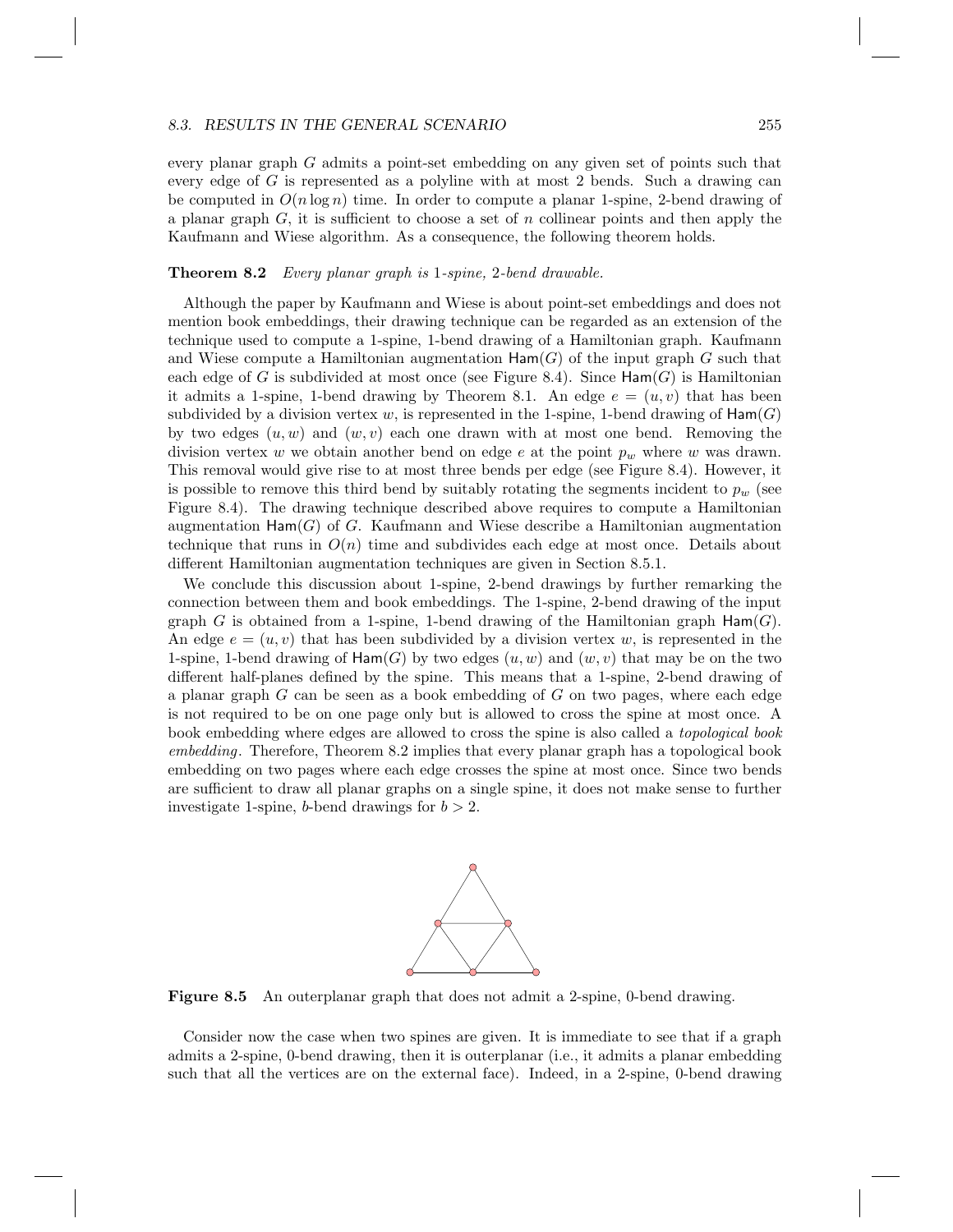every planar graph $G$ admits a point-set embedding on any given set of points such that every edge of $G$ is represented as a polyline with at most 2 bends. Such a drawing can be computed in $O(n \log n)$ time. In order to compute a planar 1-spine, 2-bend drawing of a planar graph $G$, it is sufficient to choose a set of $n$ collinear points and then apply the Kaufmann and Wiese algorithm. As a consequence, the following theorem holds.

**Theorem 8.2** *Every planar graph is* 1*-spine,* 2*-bend drawable.*

Although the paper by Kaufmann and Wiese is about point-set embeddings and does not mention book embeddings, their drawing technique can be regarded as an extension of the technique used to compute a 1-spine, 1-bend drawing of a Hamiltonian graph. Kaufmann and Wiese compute a Hamiltonian augmentation $\mathsf{Ham}(G)$ of the input graph $G$ such that each edge of $G$ is subdivided at most once (see Figure 8.4). Since $\mathsf{Ham}(G)$ is Hamiltonian it admits a 1-spine, 1-bend drawing by Theorem 8.1. An edge $e = (u, v)$ that has been subdivided by a division vertex $w$, is represented in the 1-spine, 1-bend drawing of $\mathsf{Ham}(G)$ by two edges $(u, w)$ and $(w, v)$ each one drawn with at most one bend. Removing the division vertex $w$ we obtain another bend on edge $e$ at the point $p_w$ where $w$ was drawn. This removal would give rise to at most three bends per edge (see Figure 8.4). However, it is possible to remove this third bend by suitably rotating the segments incident to $p_w$ (see Figure 8.4). The drawing technique described above requires to compute a Hamiltonian augmentation $\mathsf{Ham}(G)$ of $G$. Kaufmann and Wiese describe a Hamiltonian augmentation technique that runs in $O(n)$ time and subdivides each edge at most once. Details about different Hamiltonian augmentation techniques are given in Section 8.5.1.

We conclude this discussion about 1-spine, 2-bend drawings by further remarking the connection between them and book embeddings. The 1-spine, 2-bend drawing of the input graph $G$ is obtained from a 1-spine, 1-bend drawing of the Hamiltonian graph $\mathsf{Ham}(G)$. An edge $e = (u, v)$ that has been subdivided by a division vertex $w$, is represented in the 1-spine, 1-bend drawing of $\mathsf{Ham}(G)$ by two edges $(u, w)$ and $(w, v)$ that may be on the two different half-planes defined by the spine. This means that a 1-spine, 2-bend drawing of a planar graph $G$ can be seen as a book embedding of $G$ on two pages, where each edge is not required to be on one page only but is allowed to cross the spine at most once. A book embedding where edges are allowed to cross the spine is also called a *topological book embedding*. Therefore, Theorem 8.2 implies that every planar graph has a topological book embedding on two pages where each edge crosses the spine at most once. Since two bends are sufficient to draw all planar graphs on a single spine, it does not make sense to further investigate 1-spine, $b$-bend drawings for $b > 2$.

**Figure 8.5** An outerplanar graph that does not admit a 2-spine, 0-bend drawing.

Consider now the case when two spines are given. It is immediate to see that if a graph admits a 2-spine, 0-bend drawing, then it is outerplanar (i.e., it admits a planar embedding such that all the vertices are on the external face). Indeed, in a 2-spine, 0-bend drawing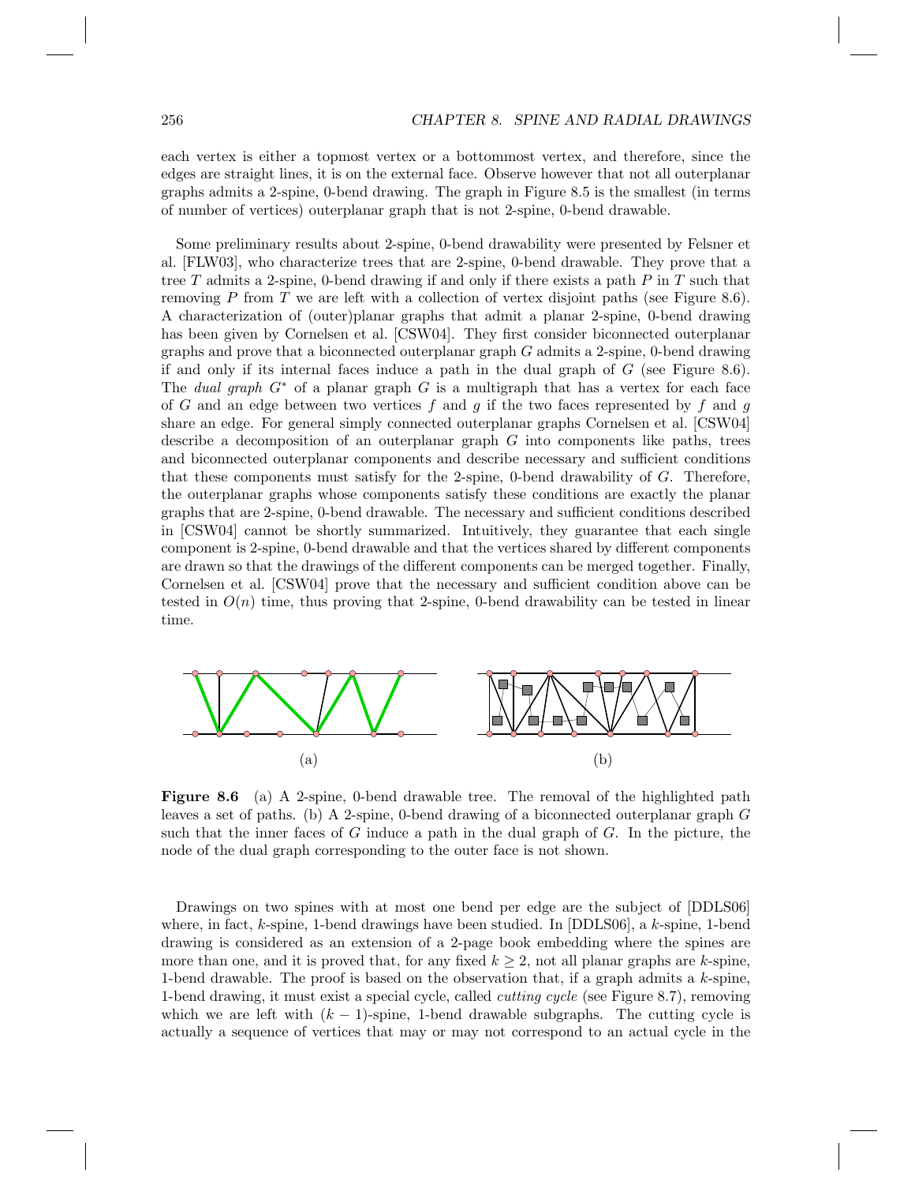each vertex is either a topmost vertex or a bottommost vertex, and therefore, since the edges are straight lines, it is on the external face. Observe however that not all outerplanar graphs admits a 2-spine, 0-bend drawing. The graph in Figure 8.5 is the smallest (in terms of number of vertices) outerplanar graph that is not 2-spine, 0-bend drawable.

Some preliminary results about 2-spine, 0-bend drawability were presented by Felsner et al. [FLW03], who characterize trees that are 2-spine, 0-bend drawable. They prove that a tree $T$ admits a 2-spine, 0-bend drawing if and only if there exists a path $P$ in $T$ such that removing $P$ from $T$ we are left with a collection of vertex disjoint paths (see Figure 8.6). A characterization of (outer)planar graphs that admit a planar 2-spine, 0-bend drawing has been given by Cornelsen et al. [CSW04]. They first consider biconnected outerplanar graphs and prove that a biconnected outerplanar graph $G$ admits a 2-spine, 0-bend drawing if and only if its internal faces induce a path in the dual graph of $G$ (see Figure 8.6). The *dual graph* $G^*$ of a planar graph $G$ is a multigraph that has a vertex for each face of $G$ and an edge between two vertices $f$ and $g$ if the two faces represented by $f$ and $g$ share an edge. For general simply connected outerplanar graphs Cornelsen et al. [CSW04] describe a decomposition of an outerplanar graph $G$ into components like paths, trees and biconnected outerplanar components and describe necessary and sufficient conditions that these components must satisfy for the 2-spine, 0-bend drawability of $G$. Therefore, the outerplanar graphs whose components satisfy these conditions are exactly the planar graphs that are 2-spine, 0-bend drawable. The necessary and sufficient conditions described in [CSW04] cannot be shortly summarized. Intuitively, they guarantee that each single component is 2-spine, 0-bend drawable and that the vertices shared by different components are drawn so that the drawings of the different components can be merged together. Finally, Cornelsen et al. [CSW04] prove that the necessary and sufficient condition above can be tested in $O(n)$ time, thus proving that 2-spine, 0-bend drawability can be tested in linear time.

(a) (b)

**Figure 8.6** (a) A 2-spine, 0-bend drawable tree. The removal of the highlighted path leaves a set of paths. (b) A 2-spine, 0-bend drawing of a biconnected outerplanar graph $G$ such that the inner faces of $G$ induce a path in the dual graph of $G$. In the picture, the node of the dual graph corresponding to the outer face is not shown.

Drawings on two spines with at most one bend per edge are the subject of [DDLS06] where, in fact, $k$-spine, 1-bend drawings have been studied. In [DDLS06], a $k$-spine, 1-bend drawing is considered as an extension of a 2-page book embedding where the spines are more than one, and it is proved that, for any fixed $k \geq 2$, not all planar graphs are $k$-spine, 1-bend drawable. The proof is based on the observation that, if a graph admits a $k$-spine, 1-bend drawing, it must exist a special cycle, called *cutting cycle* (see Figure 8.7), removing which we are left with $(k-1)$-spine, 1-bend drawable subgraphs. The cutting cycle is actually a sequence of vertices that may or may not correspond to an actual cycle in the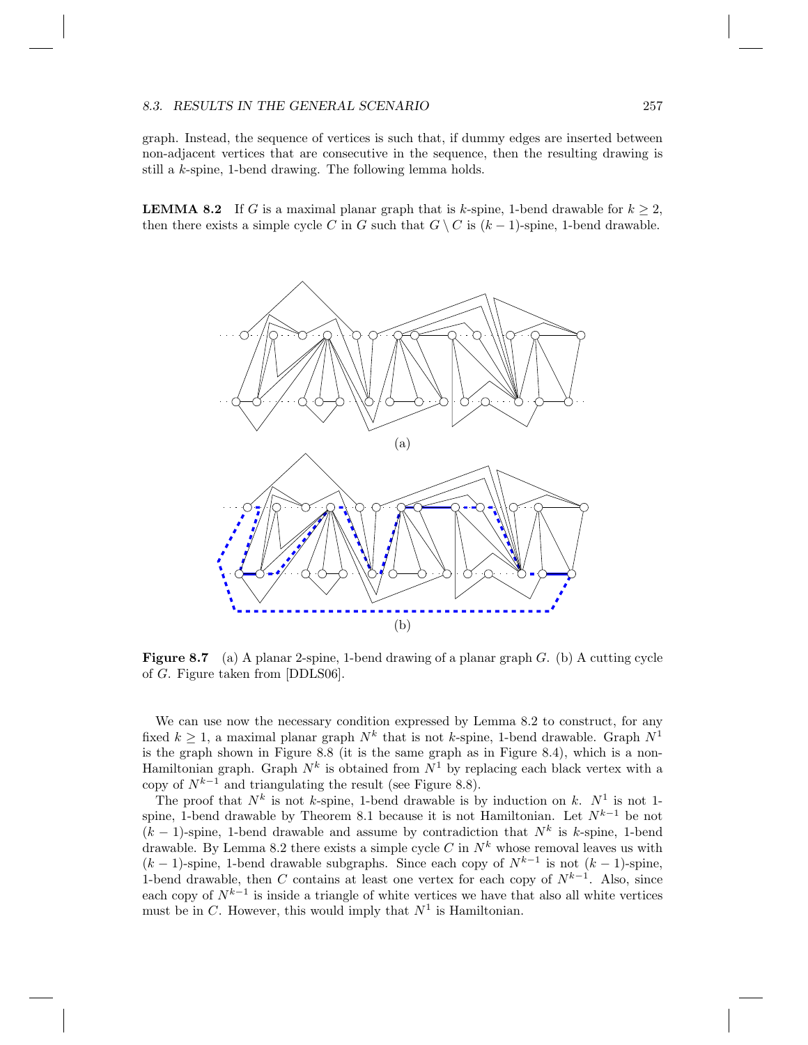graph. Instead, the sequence of vertices is such that, if dummy edges are inserted between non-adjacent vertices that are consecutive in the sequence, then the resulting drawing is still a $k$-spine, 1-bend drawing. The following lemma holds.

**LEMMA 8.2** If $G$ is a maximal planar graph that is $k$-spine, 1-bend drawable for $k \geq 2$, then there exists a simple cycle $C$ in $G$ such that $G \setminus C$ is $(k-1)$-spine, 1-bend drawable.

(a)

(b)

**Figure 8.7** (a) A planar 2-spine, 1-bend drawing of a planar graph $G$. (b) A cutting cycle of $G$. Figure taken from [DDLS06].

We can use now the necessary condition expressed by Lemma 8.2 to construct, for any fixed $k \geq 1$, a maximal planar graph $N^k$ that is not $k$-spine, 1-bend drawable. Graph $N^1$ is the graph shown in Figure 8.8 (it is the same graph as in Figure 8.4), which is a non-Hamiltonian graph. Graph $N^k$ is obtained from $N^1$ by replacing each black vertex with a copy of $N^{k-1}$ and triangulating the result (see Figure 8.8).

The proof that $N^k$ is not $k$-spine, 1-bend drawable is by induction on $k$. $N^1$ is not 1-spine, 1-bend drawable by Theorem 8.1 because it is not Hamiltonian. Let $N^{k-1}$ be not $(k-1)$-spine, 1-bend drawable and assume by contradiction that $N^k$ is $k$-spine, 1-bend drawable. By Lemma 8.2 there exists a simple cycle $C$ in $N^k$ whose removal leaves us with $(k-1)$-spine, 1-bend drawable subgraphs. Since each copy of $N^{k-1}$ is not $(k-1)$-spine, 1-bend drawable, then $C$ contains at least one vertex for each copy of $N^{k-1}$. Also, since each copy of $N^{k-1}$ is inside a triangle of white vertices we have that also all white vertices must be in $C$. However, this would imply that $N^1$ is Hamiltonian.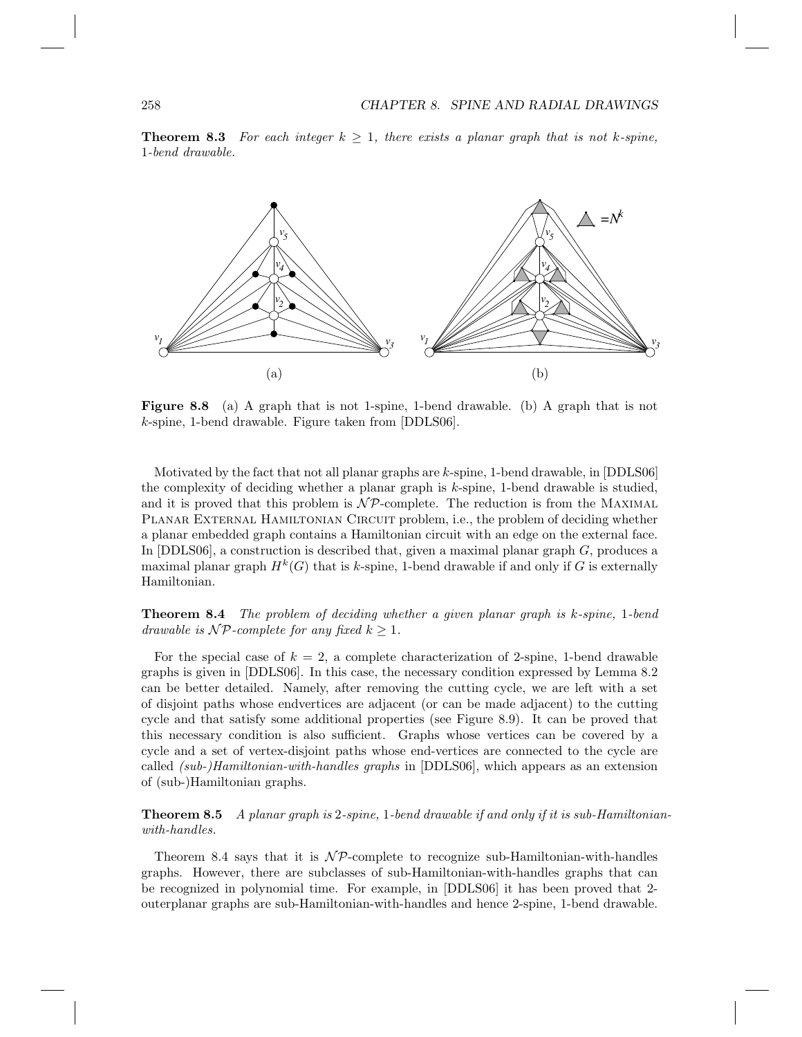**Theorem 8.3** *For each integer $k \geq 1$, there exists a planar graph that is not $k$-spine, 1-bend drawable.*

**Figure 8.8** (a) A graph that is not 1-spine, 1-bend drawable. (b) A graph that is not $k$-spine, 1-bend drawable. Figure taken from [DDLS06].

Motivated by the fact that not all planar graphs are $k$-spine, 1-bend drawable, in [DDLS06] the complexity of deciding whether a planar graph is $k$-spine, 1-bend drawable is studied, and it is proved that this problem is $\mathcal{NP}$-complete. The reduction is from the Maximal Planar External Hamiltonian Circuit problem, i.e., the problem of deciding whether a planar embedded graph contains a Hamiltonian circuit with an edge on the external face. In [DDLS06], a construction is described that, given a maximal planar graph $G$, produces a maximal planar graph $H^k(G)$ that is $k$-spine, 1-bend drawable if and only if $G$ is externally Hamiltonian.

**Theorem 8.4** *The problem of deciding whether a given planar graph is $k$-spine, 1-bend drawable is $\mathcal{NP}$-complete for any fixed $k \geq 1$.*

For the special case of $k = 2$, a complete characterization of 2-spine, 1-bend drawable graphs is given in [DDLS06]. In this case, the necessary condition expressed by Lemma 8.2 can be better detailed. Namely, after removing the cutting cycle, we are left with a set of disjoint paths whose endvertices are adjacent (or can be made adjacent) to the cutting cycle and that satisfy some additional properties (see Figure 8.9). It can be proved that this necessary condition is also sufficient. Graphs whose vertices can be covered by a cycle and a set of vertex-disjoint paths whose end-vertices are connected to the cycle are called *(sub-)Hamiltonian-with-handles graphs* in [DDLS06], which appears as an extension of (sub-)Hamiltonian graphs.

**Theorem 8.5** *A planar graph is 2-spine, 1-bend drawable if and only if it is sub-Hamiltonian-with-handles.*

Theorem 8.4 says that it is $\mathcal{NP}$-complete to recognize sub-Hamiltonian-with-handles graphs. However, there are subclasses of sub-Hamiltonian-with-handles graphs that can be recognized in polynomial time. For example, in [DDLS06] it has been proved that 2-outerplanar graphs are sub-Hamiltonian-with-handles and hence 2-spine, 1-bend drawable.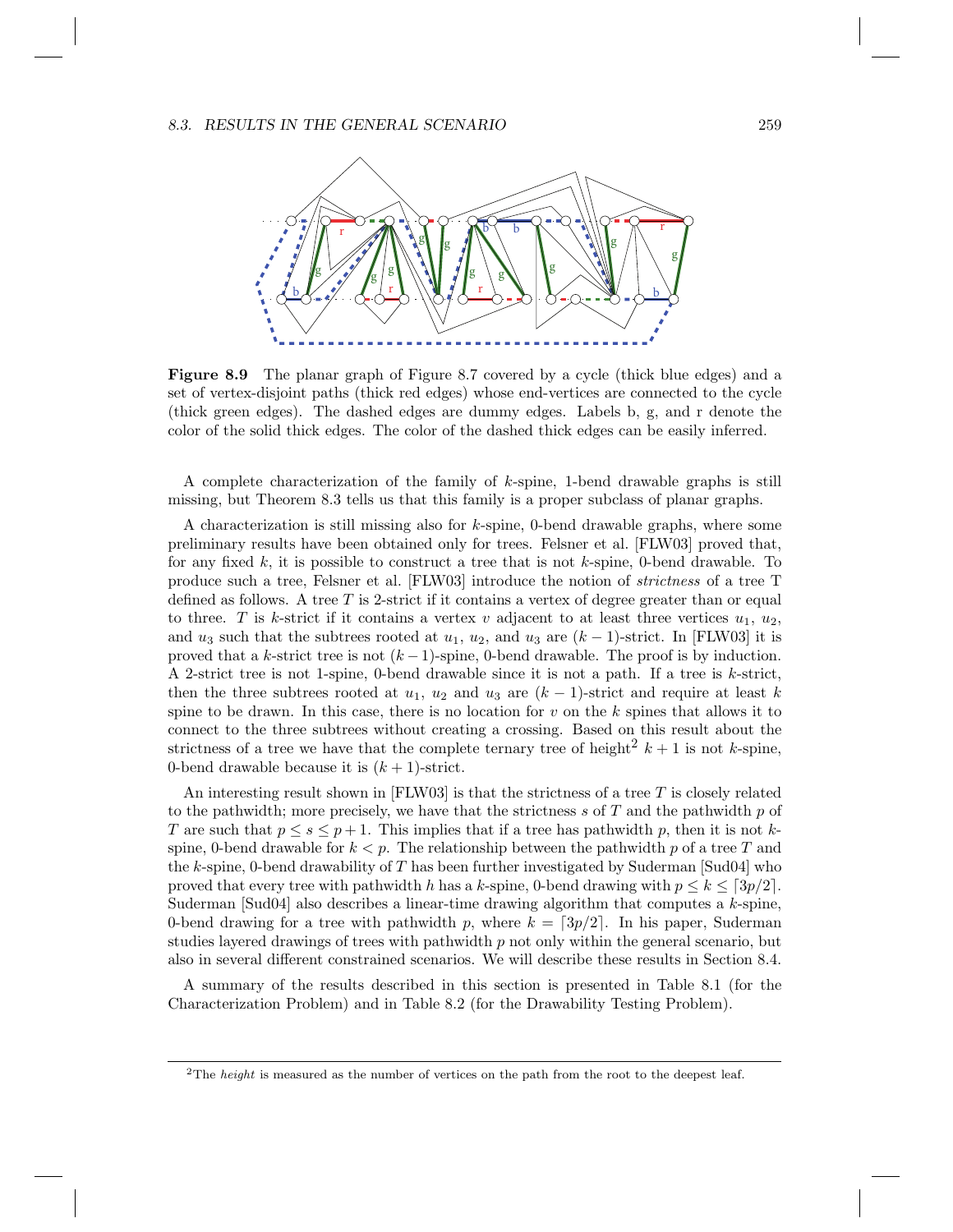**Figure 8.9** The planar graph of Figure 8.7 covered by a cycle (thick blue edges) and a set of vertex-disjoint paths (thick red edges) whose end-vertices are connected to the cycle (thick green edges). The dashed edges are dummy edges. Labels b, g, and r denote the color of the solid thick edges. The color of the dashed thick edges can be easily inferred.

A complete characterization of the family of $k$-spine, 1-bend drawable graphs is still missing, but Theorem 8.3 tells us that this family is a proper subclass of planar graphs.

A characterization is still missing also for $k$-spine, 0-bend drawable graphs, where some preliminary results have been obtained only for trees. Felsner et al. [FLW03] proved that, for any fixed $k$, it is possible to construct a tree that is not $k$-spine, 0-bend drawable. To produce such a tree, Felsner et al. [FLW03] introduce the notion of *strictness* of a tree T defined as follows. A tree $T$ is 2-strict if it contains a vertex of degree greater than or equal to three. $T$ is $k$-strict if it contains a vertex $v$ adjacent to at least three vertices $u_1$, $u_2$, and $u_3$ such that the subtrees rooted at $u_1$, $u_2$, and $u_3$ are $(k-1)$-strict. In [FLW03] it is proved that a $k$-strict tree is not $(k-1)$-spine, 0-bend drawable. The proof is by induction. A 2-strict tree is not 1-spine, 0-bend drawable since it is not a path. If a tree is $k$-strict, then the three subtrees rooted at $u_1$, $u_2$ and $u_3$ are $(k-1)$-strict and require at least $k$ spine to be drawn. In this case, there is no location for $v$ on the $k$ spines that allows it to connect to the three subtrees without creating a crossing. Based on this result about the strictness of a tree we have that the complete ternary tree of height[2] $k+1$ is not $k$-spine, 0-bend drawable because it is $(k+1)$-strict.

An interesting result shown in [FLW03] is that the strictness of a tree $T$ is closely related to the pathwidth; more precisely, we have that the strictness $s$ of $T$ and the pathwidth $p$ of $T$ are such that $p \leq s \leq p+1$. This implies that if a tree has pathwidth $p$, then it is not $k$-spine, 0-bend drawable for $k < p$. The relationship between the pathwidth $p$ of a tree $T$ and the $k$-spine, 0-bend drawability of $T$ has been further investigated by Suderman [Sud04] who proved that every tree with pathwidth $h$ has a $k$-spine, 0-bend drawing with $p \leq k \leq \lceil 3p/2 \rceil$. Suderman [Sud04] also describes a linear-time drawing algorithm that computes a $k$-spine, 0-bend drawing for a tree with pathwidth $p$, where $k = \lceil 3p/2 \rceil$. In his paper, Suderman studies layered drawings of trees with pathwidth $p$ not only within the general scenario, but also in several different constrained scenarios. We will describe these results in Section 8.4.

A summary of the results described in this section is presented in Table 8.1 (for the Characterization Problem) and in Table 8.2 (for the Drawability Testing Problem).

[2]The *height* is measured as the number of vertices on the path from the root to the deepest leaf.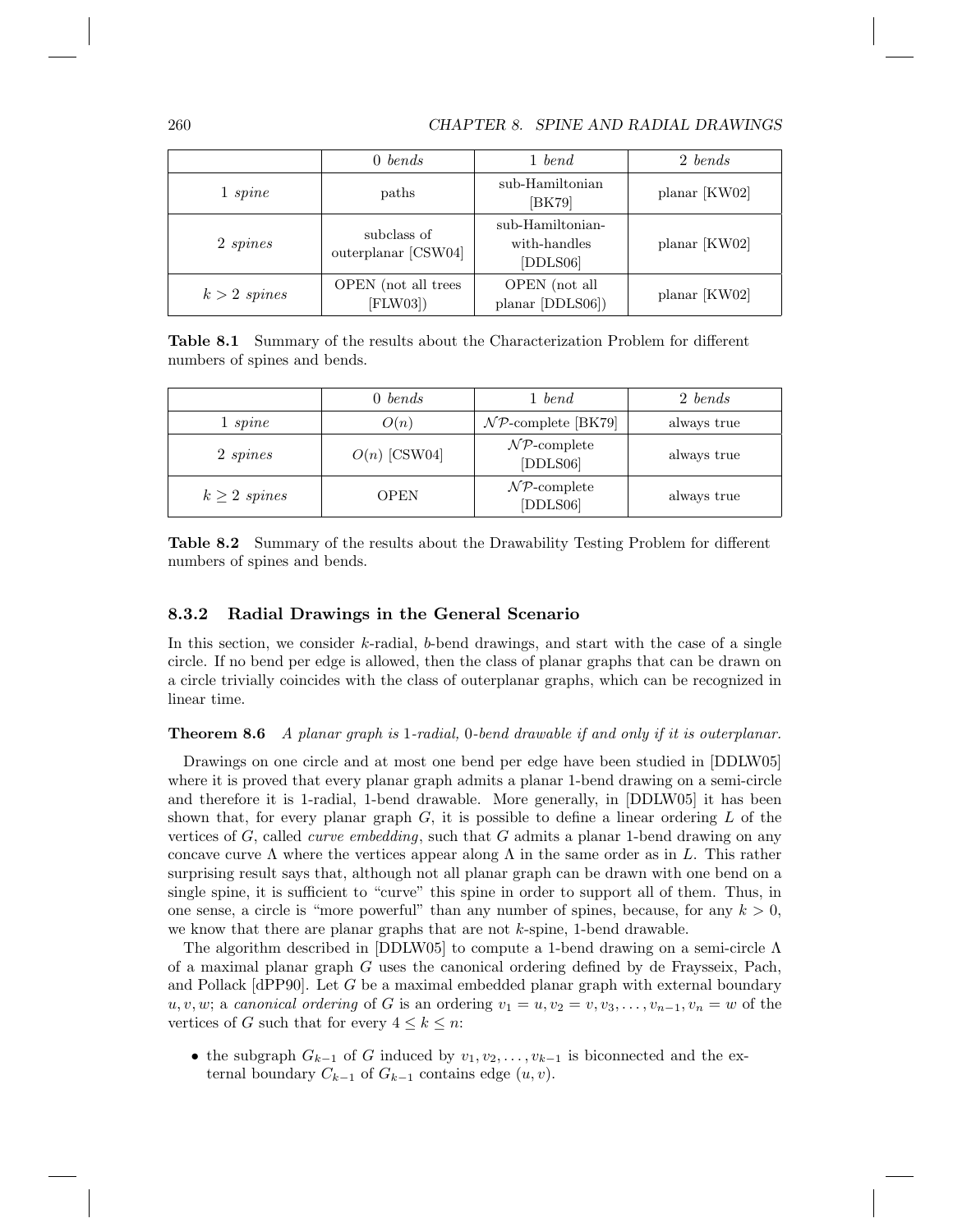|  | *0 bends* | *1 bend* | *2 bends* |
|---|---|---|---|
| *1 spine* | paths | sub-Hamiltonian [BK79] | planar [KW02] |
| *2 spines* | subclass of outerplanar [CSW04] | sub-Hamiltonian-with-handles [DDLS06] | planar [KW02] |
| $k > 2$ *spines* | OPEN (not all trees [FLW03]) | OPEN (not all planar [DDLS06]) | planar [KW02] |

**Table 8.1** Summary of the results about the Characterization Problem for different numbers of spines and bends.

|  | *0 bends* | *1 bend* | *2 bends* |
|---|---|---|---|
| *1 spine* | $O(n)$ | $\mathcal{NP}$-complete [BK79] | always true |
| *2 spines* | $O(n)$ [CSW04] | $\mathcal{NP}$-complete [DDLS06] | always true |
| $k \geq 2$ *spines* | OPEN | $\mathcal{NP}$-complete [DDLS06] | always true |

**Table 8.2** Summary of the results about the Drawability Testing Problem for different numbers of spines and bends.

### 8.3.2 Radial Drawings in the General Scenario

In this section, we consider $k$-radial, $b$-bend drawings, and start with the case of a single circle. If no bend per edge is allowed, then the class of planar graphs that can be drawn on a circle trivially coincides with the class of outerplanar graphs, which can be recognized in linear time.

**Theorem 8.6** *A planar graph is* 1*-radial,* 0*-bend drawable if and only if it is outerplanar.*

Drawings on one circle and at most one bend per edge have been studied in [DDLW05] where it is proved that every planar graph admits a planar 1-bend drawing on a semi-circle and therefore it is 1-radial, 1-bend drawable. More generally, in [DDLW05] it has been shown that, for every planar graph $G$, it is possible to define a linear ordering $L$ of the vertices of $G$, called *curve embedding*, such that $G$ admits a planar 1-bend drawing on any concave curve $\Lambda$ where the vertices appear along $\Lambda$ in the same order as in $L$. This rather surprising result says that, although not all planar graph can be drawn with one bend on a single spine, it is sufficient to "curve" this spine in order to support all of them. Thus, in one sense, a circle is "more powerful" than any number of spines, because, for any $k > 0$, we know that there are planar graphs that are not $k$-spine, 1-bend drawable.

The algorithm described in [DDLW05] to compute a 1-bend drawing on a semi-circle $\Lambda$ of a maximal planar graph $G$ uses the canonical ordering defined by de Fraysseix, Pach, and Pollack [dPP90]. Let $G$ be a maximal embedded planar graph with external boundary $u, v, w$; a *canonical ordering* of $G$ is an ordering $v_1 = u, v_2 = v, v_3, \ldots, v_{n-1}, v_n = w$ of the vertices of $G$ such that for every $4 \leq k \leq n$:

- the subgraph $G_{k-1}$ of $G$ induced by $v_1, v_2, \ldots, v_{k-1}$ is biconnected and the external boundary $C_{k-1}$ of $G_{k-1}$ contains edge $(u, v)$.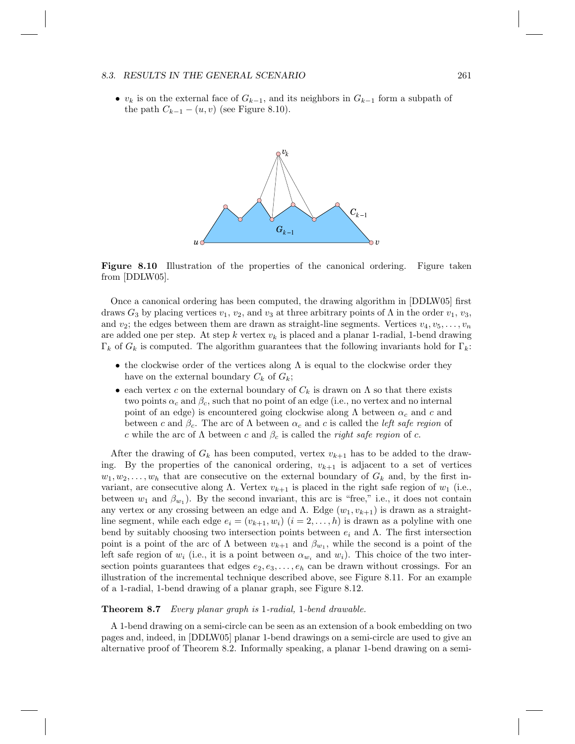- $v_k$ is on the external face of $G_{k-1}$, and its neighbors in $G_{k-1}$ form a subpath of the path $C_{k-1} - (u, v)$ (see Figure 8.10).

**Figure 8.10** Illustration of the properties of the canonical ordering. Figure taken from [DDLW05].

Once a canonical ordering has been computed, the drawing algorithm in [DDLW05] first draws $G_3$ by placing vertices $v_1$, $v_2$, and $v_3$ at three arbitrary points of $\Lambda$ in the order $v_1$, $v_3$, and $v_2$; the edges between them are drawn as straight-line segments. Vertices $v_4, v_5, \ldots, v_n$ are added one per step. At step $k$ vertex $v_k$ is placed and a planar 1-radial, 1-bend drawing $\Gamma_k$ of $G_k$ is computed. The algorithm guarantees that the following invariants hold for $\Gamma_k$:

- the clockwise order of the vertices along $\Lambda$ is equal to the clockwise order they have on the external boundary $C_k$ of $G_k$;
- each vertex $c$ on the external boundary of $C_k$ is drawn on $\Lambda$ so that there exists two points $\alpha_c$ and $\beta_c$, such that no point of an edge (i.e., no vertex and no internal point of an edge) is encountered going clockwise along $\Lambda$ between $\alpha_c$ and $c$ and between $c$ and $\beta_c$. The arc of $\Lambda$ between $\alpha_c$ and $c$ is called the *left safe region* of $c$ while the arc of $\Lambda$ between $c$ and $\beta_c$ is called the *right safe region* of $c$.

After the drawing of $G_k$ has been computed, vertex $v_{k+1}$ has to be added to the drawing. By the properties of the canonical ordering, $v_{k+1}$ is adjacent to a set of vertices $w_1, w_2, \ldots, w_h$ that are consecutive on the external boundary of $G_k$ and, by the first invariant, are consecutive along $\Lambda$. Vertex $v_{k+1}$ is placed in the right safe region of $w_1$ (i.e., between $w_1$ and $\beta_{w_1}$). By the second invariant, this arc is "free," i.e., it does not contain any vertex or any crossing between an edge and $\Lambda$. Edge $(w_1, v_{k+1})$ is drawn as a straight-line segment, while each edge $e_i = (v_{k+1}, w_i)$ $(i = 2, \ldots, h)$ is drawn as a polyline with one bend by suitably choosing two intersection points between $e_i$ and $\Lambda$. The first intersection point is a point of the arc of $\Lambda$ between $v_{k+1}$ and $\beta_{w_1}$, while the second is a point of the left safe region of $w_i$ (i.e., it is a point between $\alpha_{w_i}$ and $w_i$). This choice of the two intersection points guarantees that edges $e_2, e_3, \ldots, e_h$ can be drawn without crossings. For an illustration of the incremental technique described above, see Figure 8.11. For an example of a 1-radial, 1-bend drawing of a planar graph, see Figure 8.12.

**Theorem 8.7** *Every planar graph is* 1*-radial,* 1*-bend drawable.*

A 1-bend drawing on a semi-circle can be seen as an extension of a book embedding on two pages and, indeed, in [DDLW05] planar 1-bend drawings on a semi-circle are used to give an alternative proof of Theorem 8.2. Informally speaking, a planar 1-bend drawing on a semi-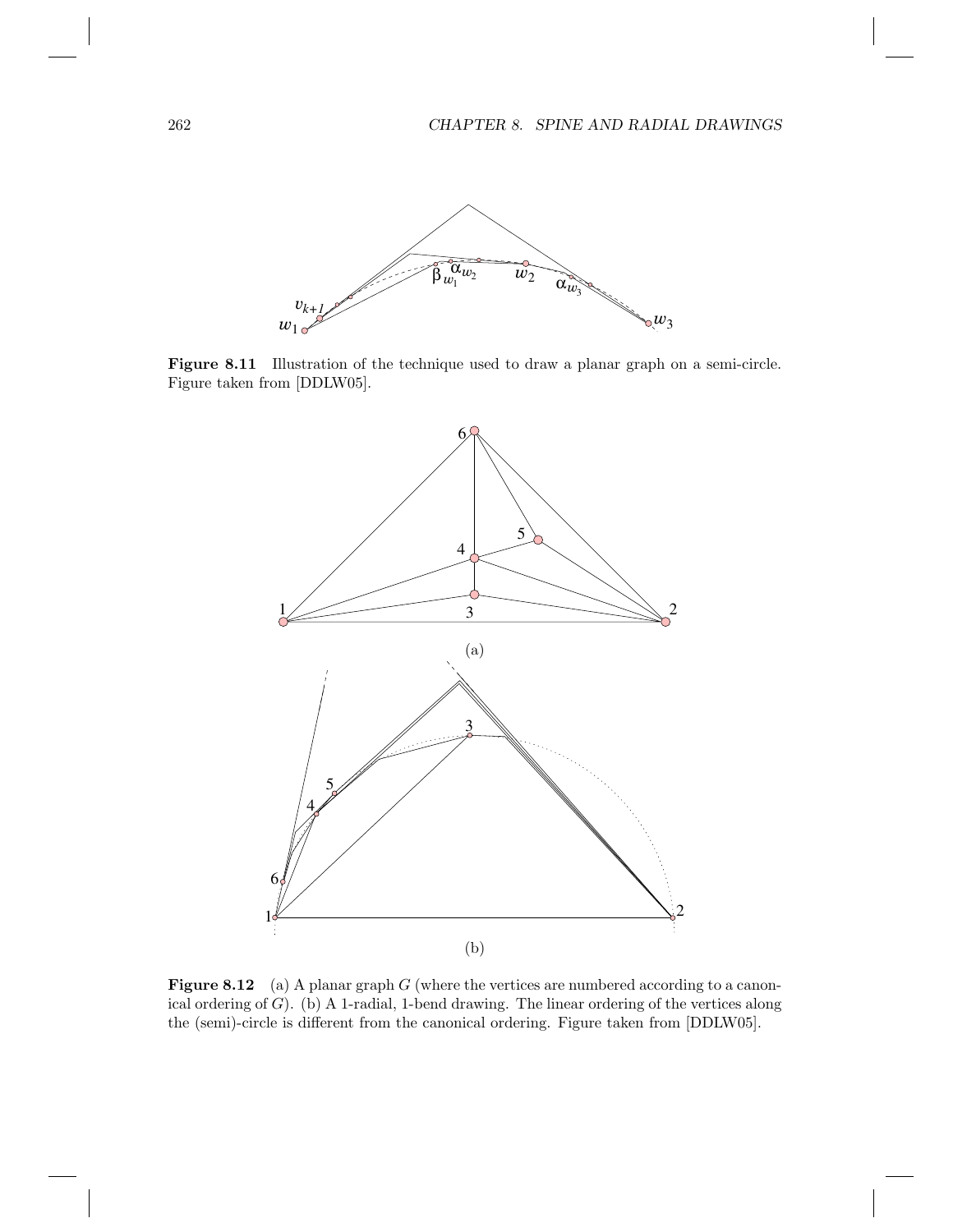**Figure 8.11** Illustration of the technique used to draw a planar graph on a semi-circle. Figure taken from [DDLW05].

(a)

(b)

**Figure 8.12** (a) A planar graph $G$ (where the vertices are numbered according to a canonical ordering of $G$). (b) A 1-radial, 1-bend drawing. The linear ordering of the vertices along the (semi)-circle is different from the canonical ordering. Figure taken from [DDLW05].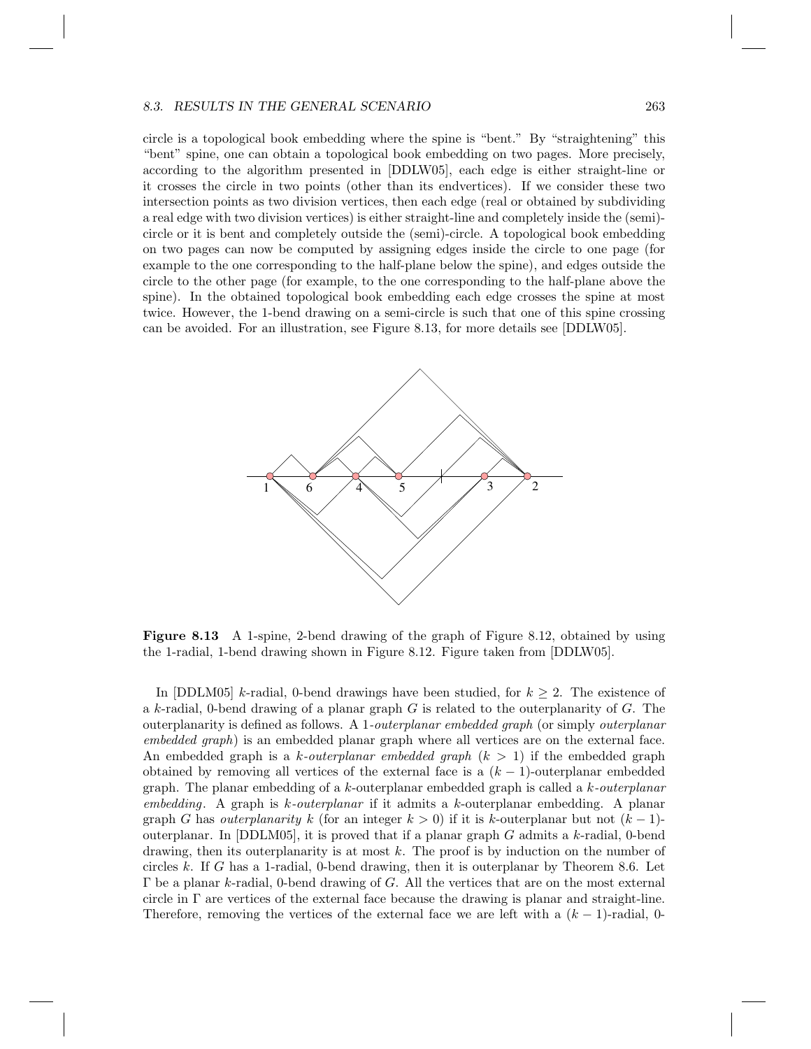circle is a topological book embedding where the spine is "bent." By "straightening" this "bent" spine, one can obtain a topological book embedding on two pages. More precisely, according to the algorithm presented in [DDLW05], each edge is either straight-line or it crosses the circle in two points (other than its endvertices). If we consider these two intersection points as two division vertices, then each edge (real or obtained by subdividing a real edge with two division vertices) is either straight-line and completely inside the (semi)-circle or it is bent and completely outside the (semi)-circle. A topological book embedding on two pages can now be computed by assigning edges inside the circle to one page (for example to the one corresponding to the half-plane below the spine), and edges outside the circle to the other page (for example, to the one corresponding to the half-plane above the spine). In the obtained topological book embedding each edge crosses the spine at most twice. However, the 1-bend drawing on a semi-circle is such that one of this spine crossing can be avoided. For an illustration, see Figure 8.13, for more details see [DDLW05].

**Figure 8.13** A 1-spine, 2-bend drawing of the graph of Figure 8.12, obtained by using the 1-radial, 1-bend drawing shown in Figure 8.12. Figure taken from [DDLW05].

In [DDLM05] $k$-radial, 0-bend drawings have been studied, for $k \geq 2$. The existence of a $k$-radial, 0-bend drawing of a planar graph $G$ is related to the outerplanarity of $G$. The outerplanarity is defined as follows. A 1-*outerplanar embedded graph* (or simply *outerplanar embedded graph*) is an embedded planar graph where all vertices are on the external face. An embedded graph is a $k$-*outerplanar embedded graph* ($k > 1$) if the embedded graph obtained by removing all vertices of the external face is a $(k-1)$-outerplanar embedded graph. The planar embedding of a $k$-outerplanar embedded graph is called a $k$-*outerplanar embedding*. A graph is $k$-*outerplanar* if it admits a $k$-outerplanar embedding. A planar graph $G$ has *outerplanarity* $k$ (for an integer $k > 0$) if it is $k$-outerplanar but not $(k-1)$-outerplanar. In [DDLM05], it is proved that if a planar graph $G$ admits a $k$-radial, 0-bend drawing, then its outerplanarity is at most $k$. The proof is by induction on the number of circles $k$. If $G$ has a 1-radial, 0-bend drawing, then it is outerplanar by Theorem 8.6. Let $\Gamma$ be a planar $k$-radial, 0-bend drawing of $G$. All the vertices that are on the most external circle in $\Gamma$ are vertices of the external face because the drawing is planar and straight-line. Therefore, removing the vertices of the external face we are left with a $(k-1)$-radial, 0-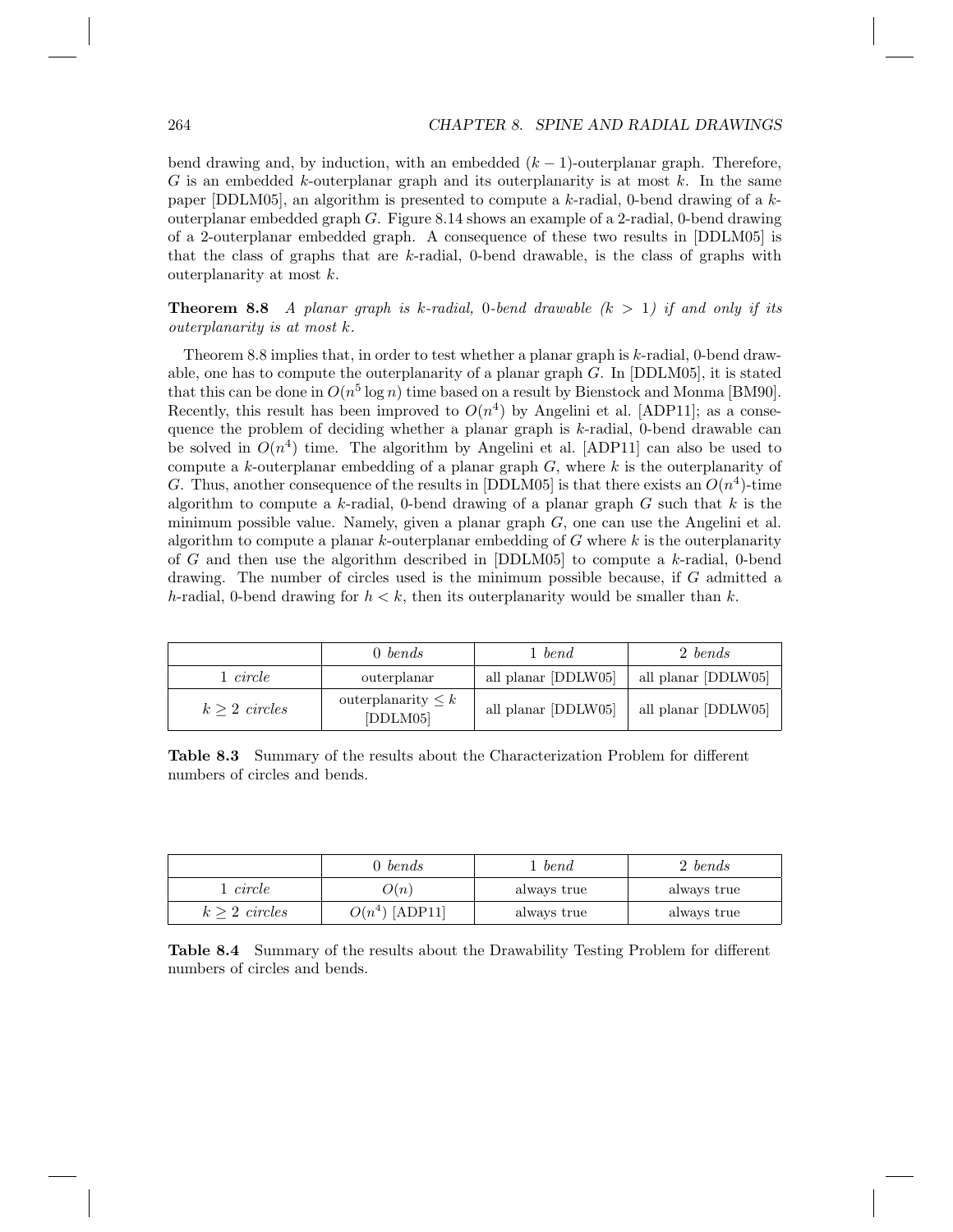bend drawing and, by induction, with an embedded $(k-1)$-outerplanar graph. Therefore, $G$ is an embedded $k$-outerplanar graph and its outerplanarity is at most $k$. In the same paper [DDLM05], an algorithm is presented to compute a $k$-radial, 0-bend drawing of a $k$-outerplanar embedded graph $G$. Figure 8.14 shows an example of a 2-radial, 0-bend drawing of a 2-outerplanar embedded graph. A consequence of these two results in [DDLM05] is that the class of graphs that are $k$-radial, 0-bend drawable, is the class of graphs with outerplanarity at most $k$.

**Theorem 8.8** *A planar graph is $k$-radial, 0-bend drawable ($k > 1$) if and only if its outerplanarity is at most $k$.*

Theorem 8.8 implies that, in order to test whether a planar graph is $k$-radial, 0-bend drawable, one has to compute the outerplanarity of a planar graph $G$. In [DDLM05], it is stated that this can be done in $O(n^5 \log n)$ time based on a result by Bienstock and Monma [BM90]. Recently, this result has been improved to $O(n^4)$ by Angelini et al. [ADP11]; as a consequence the problem of deciding whether a planar graph is $k$-radial, 0-bend drawable can be solved in $O(n^4)$ time. The algorithm by Angelini et al. [ADP11] can also be used to compute a $k$-outerplanar embedding of a planar graph $G$, where $k$ is the outerplanarity of $G$. Thus, another consequence of the results in [DDLM05] is that there exists an $O(n^4)$-time algorithm to compute a $k$-radial, 0-bend drawing of a planar graph $G$ such that $k$ is the minimum possible value. Namely, given a planar graph $G$, one can use the Angelini et al. algorithm to compute a planar $k$-outerplanar embedding of $G$ where $k$ is the outerplanarity of $G$ and then use the algorithm described in [DDLM05] to compute a $k$-radial, 0-bend drawing. The number of circles used is the minimum possible because, if $G$ admitted a $h$-radial, 0-bend drawing for $h < k$, then its outerplanarity would be smaller than $k$.

| | *0 bends* | *1 bend* | *2 bends* |
|---|---|---|---|
| *1 circle* | outerplanar | all planar [DDLW05] | all planar [DDLW05] |
| *$k \geq 2$ circles* | outerplanarity $\leq k$ [DDLM05] | all planar [DDLW05] | all planar [DDLW05] |

**Table 8.3** Summary of the results about the Characterization Problem for different numbers of circles and bends.

| | *0 bends* | *1 bend* | *2 bends* |
|---|---|---|---|
| *1 circle* | $O(n)$ | always true | always true |
| *$k \geq 2$ circles* | $O(n^4)$ [ADP11] | always true | always true |

**Table 8.4** Summary of the results about the Drawability Testing Problem for different numbers of circles and bends.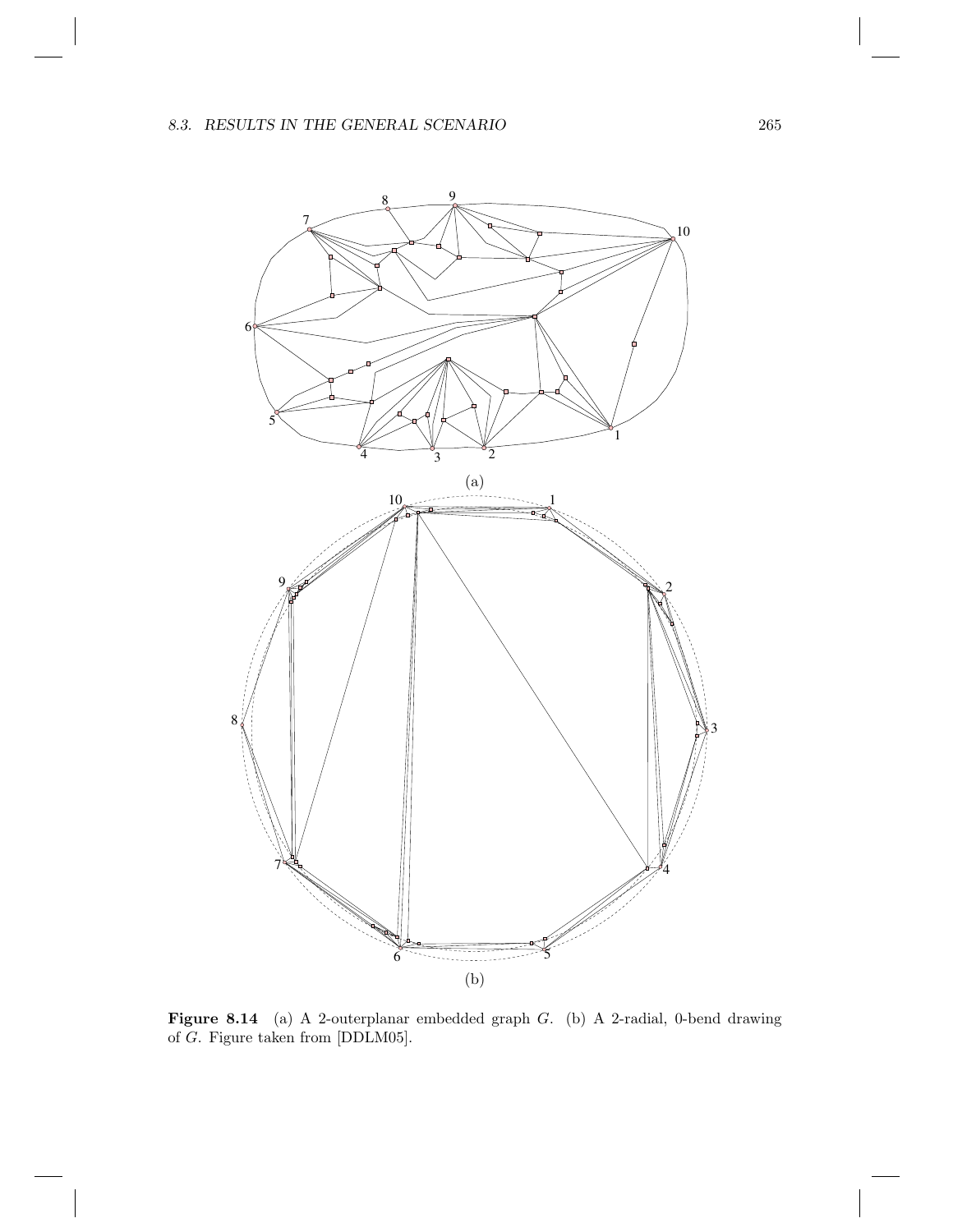(a)

(b)

**Figure 8.14** (a) A 2-outerplanar embedded graph $G$. (b) A 2-radial, 0-bend drawing of $G$. Figure taken from [DDLM05].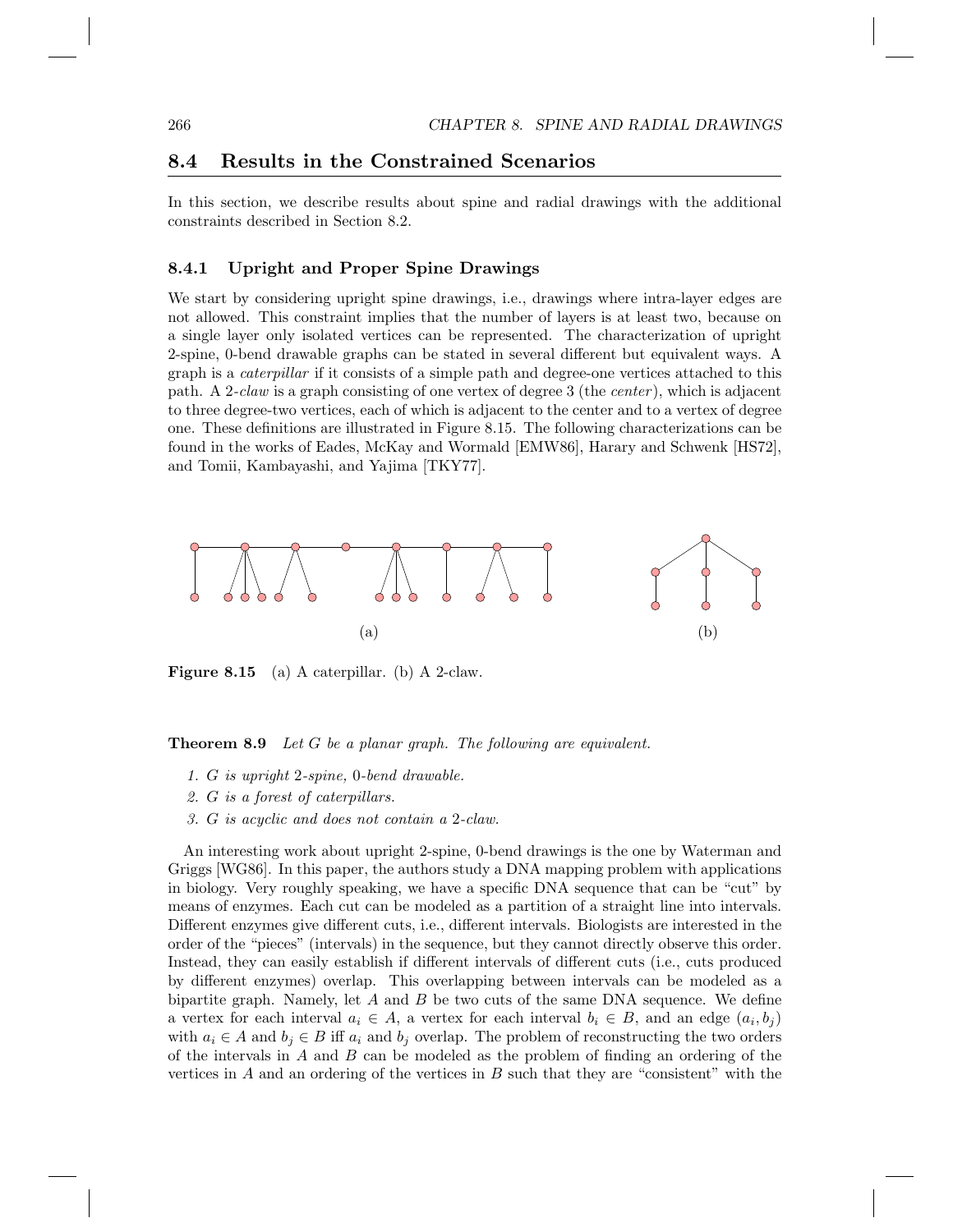## 8.4 Results in the Constrained Scenarios

In this section, we describe results about spine and radial drawings with the additional constraints described in Section 8.2.

### 8.4.1 Upright and Proper Spine Drawings

We start by considering upright spine drawings, i.e., drawings where intra-layer edges are not allowed. This constraint implies that the number of layers is at least two, because on a single layer only isolated vertices can be represented. The characterization of upright 2-spine, 0-bend drawable graphs can be stated in several different but equivalent ways. A graph is a *caterpillar* if it consists of a simple path and degree-one vertices attached to this path. A 2-*claw* is a graph consisting of one vertex of degree 3 (the *center*), which is adjacent to three degree-two vertices, each of which is adjacent to the center and to a vertex of degree one. These definitions are illustrated in Figure 8.15. The following characterizations can be found in the works of Eades, McKay and Wormald [EMW86], Harary and Schwenk [HS72], and Tomii, Kambayashi, and Yajima [TKY77].

**Figure 8.15** (a) A caterpillar. (b) A 2-claw.

**Theorem 8.9** *Let G be a planar graph. The following are equivalent.*

1. *G is upright* 2*-spine,* 0*-bend drawable.*
2. *G is a forest of caterpillars.*
3. *G is acyclic and does not contain a* 2*-claw.*

An interesting work about upright 2-spine, 0-bend drawings is the one by Waterman and Griggs [WG86]. In this paper, the authors study a DNA mapping problem with applications in biology. Very roughly speaking, we have a specific DNA sequence that can be "cut" by means of enzymes. Each cut can be modeled as a partition of a straight line into intervals. Different enzymes give different cuts, i.e., different intervals. Biologists are interested in the order of the "pieces" (intervals) in the sequence, but they cannot directly observe this order. Instead, they can easily establish if different intervals of different cuts (i.e., cuts produced by different enzymes) overlap. This overlapping between intervals can be modeled as a bipartite graph. Namely, let $A$ and $B$ be two cuts of the same DNA sequence. We define a vertex for each interval $a_i \in A$, a vertex for each interval $b_i \in B$, and an edge $(a_i, b_j)$ with $a_i \in A$ and $b_j \in B$ iff $a_i$ and $b_j$ overlap. The problem of reconstructing the two orders of the intervals in $A$ and $B$ can be modeled as the problem of finding an ordering of the vertices in $A$ and an ordering of the vertices in $B$ such that they are "consistent" with the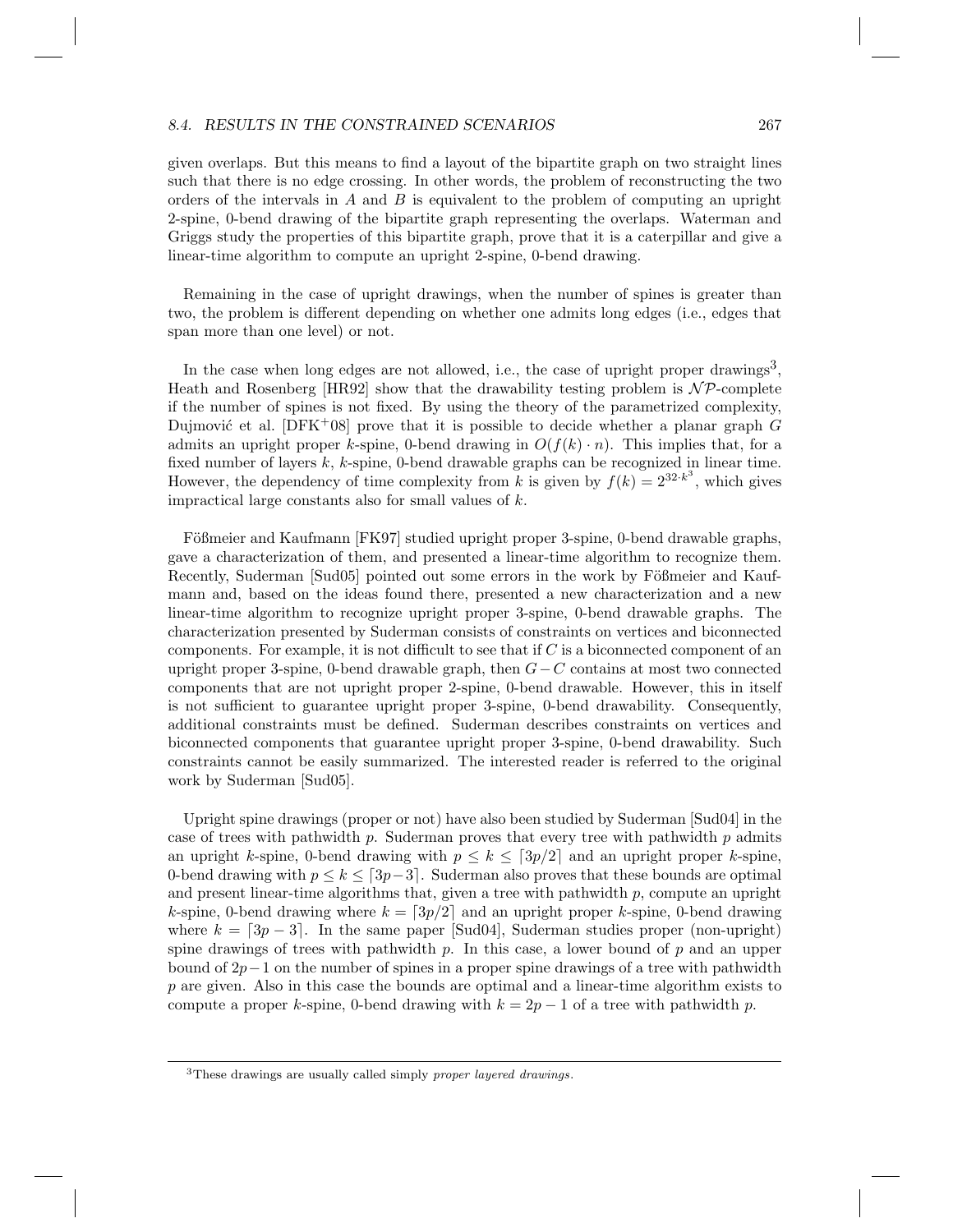given overlaps. But this means to find a layout of the bipartite graph on two straight lines such that there is no edge crossing. In other words, the problem of reconstructing the two orders of the intervals in $A$ and $B$ is equivalent to the problem of computing an upright 2-spine, 0-bend drawing of the bipartite graph representing the overlaps. Waterman and Griggs study the properties of this bipartite graph, prove that it is a caterpillar and give a linear-time algorithm to compute an upright 2-spine, 0-bend drawing.

Remaining in the case of upright drawings, when the number of spines is greater than two, the problem is different depending on whether one admits long edges (i.e., edges that span more than one level) or not.

In the case when long edges are not allowed, i.e., the case of upright proper drawings[3], Heath and Rosenberg [HR92] show that the drawability testing problem is $\mathcal{NP}$-complete if the number of spines is not fixed. By using the theory of the parametrized complexity, Dujmović et al. [DFK+08] prove that it is possible to decide whether a planar graph $G$ admits an upright proper $k$-spine, 0-bend drawing in $O(f(k) \cdot n)$. This implies that, for a fixed number of layers $k$, $k$-spine, 0-bend drawable graphs can be recognized in linear time. However, the dependency of time complexity from $k$ is given by $f(k) = 2^{32 \cdot k^3}$, which gives impractical large constants also for small values of $k$.

Fößmeier and Kaufmann [FK97] studied upright proper 3-spine, 0-bend drawable graphs, gave a characterization of them, and presented a linear-time algorithm to recognize them. Recently, Suderman [Sud05] pointed out some errors in the work by Fößmeier and Kaufmann and, based on the ideas found there, presented a new characterization and a new linear-time algorithm to recognize upright proper 3-spine, 0-bend drawable graphs. The characterization presented by Suderman consists of constraints on vertices and biconnected components. For example, it is not difficult to see that if $C$ is a biconnected component of an upright proper 3-spine, 0-bend drawable graph, then $G - C$ contains at most two connected components that are not upright proper 2-spine, 0-bend drawable. However, this in itself is not sufficient to guarantee upright proper 3-spine, 0-bend drawability. Consequently, additional constraints must be defined. Suderman describes constraints on vertices and biconnected components that guarantee upright proper 3-spine, 0-bend drawability. Such constraints cannot be easily summarized. The interested reader is referred to the original work by Suderman [Sud05].

Upright spine drawings (proper or not) have also been studied by Suderman [Sud04] in the case of trees with pathwidth $p$. Suderman proves that every tree with pathwidth $p$ admits an upright $k$-spine, 0-bend drawing with $p \leq k \leq \lceil 3p/2 \rceil$ and an upright proper $k$-spine, 0-bend drawing with $p \leq k \leq \lceil 3p-3 \rceil$. Suderman also proves that these bounds are optimal and present linear-time algorithms that, given a tree with pathwidth $p$, compute an upright $k$-spine, 0-bend drawing where $k = \lceil 3p/2 \rceil$ and an upright proper $k$-spine, 0-bend drawing where $k = \lceil 3p - 3 \rceil$. In the same paper [Sud04], Suderman studies proper (non-upright) spine drawings of trees with pathwidth $p$. In this case, a lower bound of $p$ and an upper bound of $2p-1$ on the number of spines in a proper spine drawings of a tree with pathwidth $p$ are given. Also in this case the bounds are optimal and a linear-time algorithm exists to compute a proper $k$-spine, 0-bend drawing with $k = 2p - 1$ of a tree with pathwidth $p$.

[3] These drawings are usually called simply *proper layered drawings*.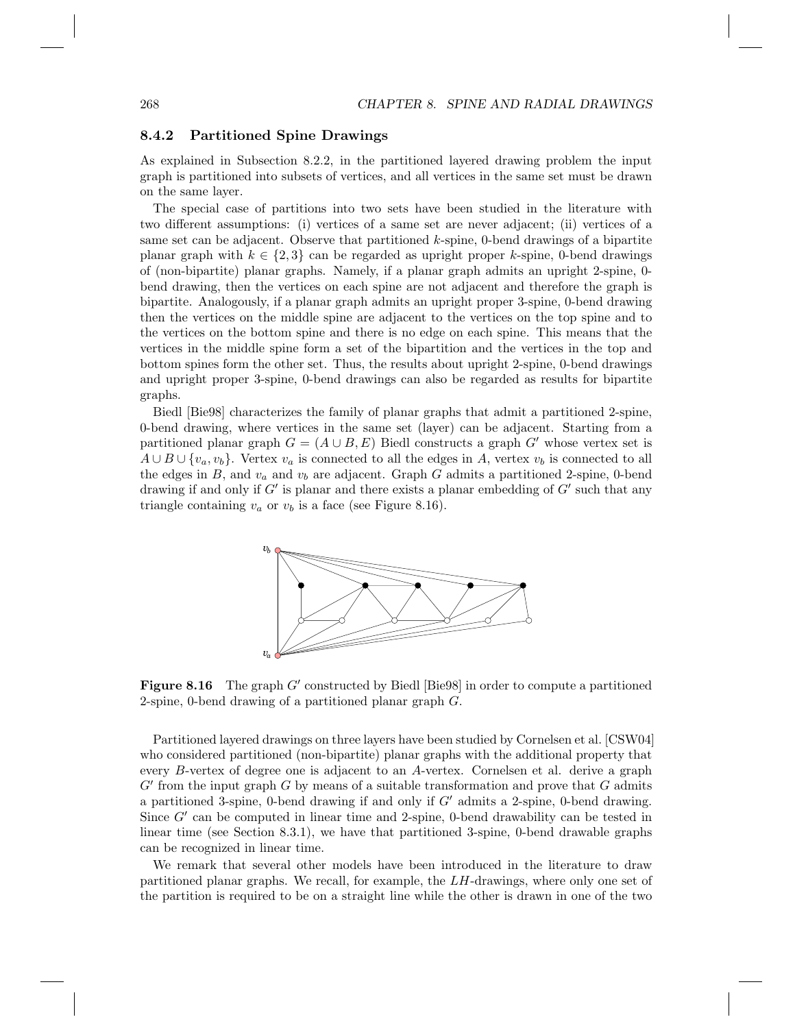### 8.4.2 Partitioned Spine Drawings

As explained in Subsection 8.2.2, in the partitioned layered drawing problem the input graph is partitioned into subsets of vertices, and all vertices in the same set must be drawn on the same layer.

The special case of partitions into two sets have been studied in the literature with two different assumptions: (i) vertices of a same set are never adjacent; (ii) vertices of a same set can be adjacent. Observe that partitioned $k$-spine, 0-bend drawings of a bipartite planar graph with $k \in \{2, 3\}$ can be regarded as upright proper $k$-spine, 0-bend drawings of (non-bipartite) planar graphs. Namely, if a planar graph admits an upright 2-spine, 0-bend drawing, then the vertices on each spine are not adjacent and therefore the graph is bipartite. Analogously, if a planar graph admits an upright proper 3-spine, 0-bend drawing then the vertices on the middle spine are adjacent to the vertices on the top spine and to the vertices on the bottom spine and there is no edge on each spine. This means that the vertices in the middle spine form a set of the bipartition and the vertices in the top and bottom spines form the other set. Thus, the results about upright 2-spine, 0-bend drawings and upright proper 3-spine, 0-bend drawings can also be regarded as results for bipartite graphs.

Biedl [Bie98] characterizes the family of planar graphs that admit a partitioned 2-spine, 0-bend drawing, where vertices in the same set (layer) can be adjacent. Starting from a partitioned planar graph $G = (A \cup B, E)$ Biedl constructs a graph $G'$ whose vertex set is $A \cup B \cup \{v_a, v_b\}$. Vertex $v_a$ is connected to all the edges in $A$, vertex $v_b$ is connected to all the edges in $B$, and $v_a$ and $v_b$ are adjacent. Graph $G$ admits a partitioned 2-spine, 0-bend drawing if and only if $G'$ is planar and there exists a planar embedding of $G'$ such that any triangle containing $v_a$ or $v_b$ is a face (see Figure 8.16).

**Figure 8.16** The graph $G'$ constructed by Biedl [Bie98] in order to compute a partitioned 2-spine, 0-bend drawing of a partitioned planar graph $G$.

Partitioned layered drawings on three layers have been studied by Cornelsen et al. [CSW04] who considered partitioned (non-bipartite) planar graphs with the additional property that every $B$-vertex of degree one is adjacent to an $A$-vertex. Cornelsen et al. derive a graph $G'$ from the input graph $G$ by means of a suitable transformation and prove that $G$ admits a partitioned 3-spine, 0-bend drawing if and only if $G'$ admits a 2-spine, 0-bend drawing. Since $G'$ can be computed in linear time and 2-spine, 0-bend drawability can be tested in linear time (see Section 8.3.1), we have that partitioned 3-spine, 0-bend drawable graphs can be recognized in linear time.

We remark that several other models have been introduced in the literature to draw partitioned planar graphs. We recall, for example, the *LH*-drawings, where only one set of the partition is required to be on a straight line while the other is drawn in one of the two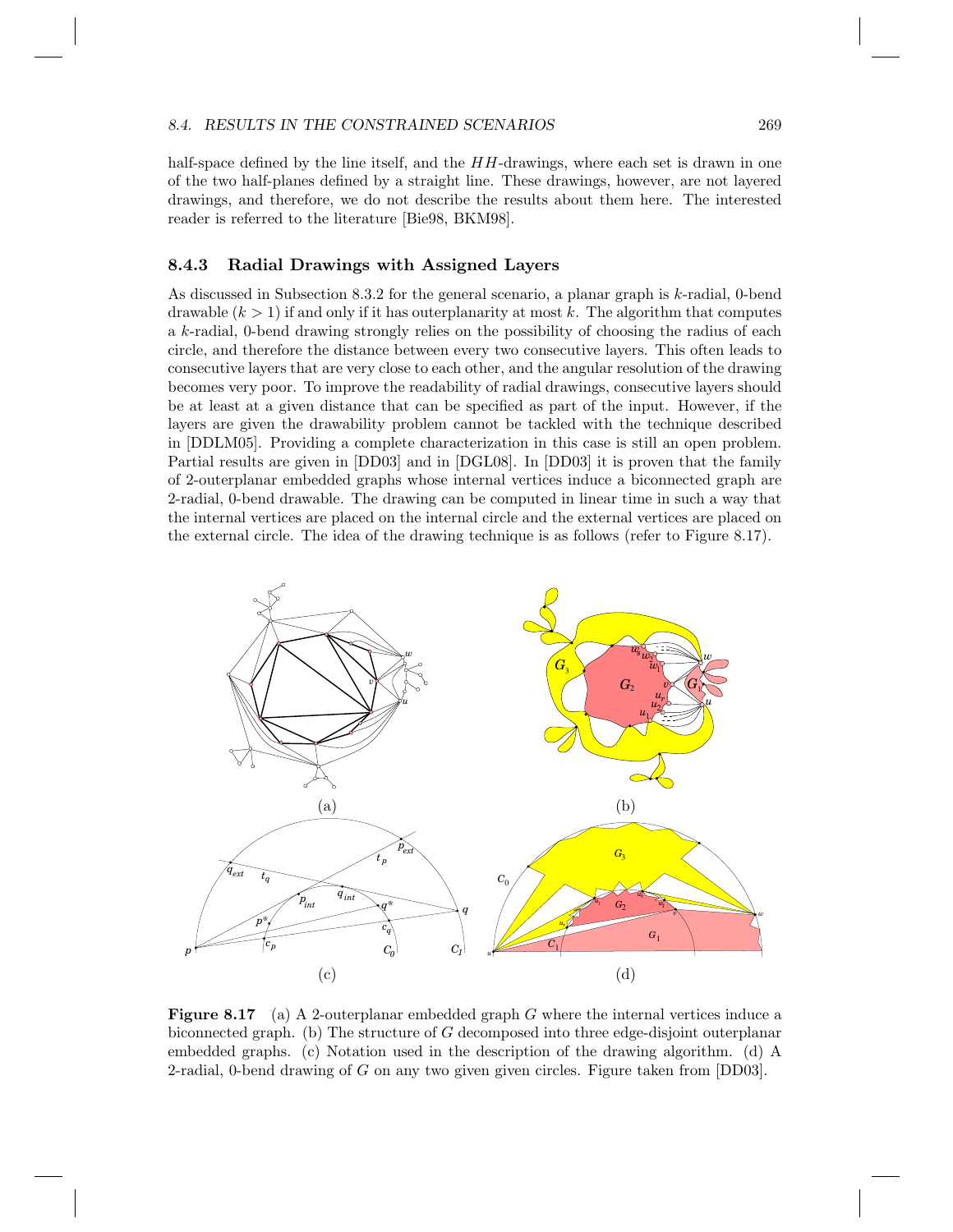half-space defined by the line itself, and the $HH$-drawings, where each set is drawn in one of the two half-planes defined by a straight line. These drawings, however, are not layered drawings, and therefore, we do not describe the results about them here. The interested reader is referred to the literature [Bie98, BKM98].

### 8.4.3 Radial Drawings with Assigned Layers

As discussed in Subsection 8.3.2 for the general scenario, a planar graph is $k$-radial, 0-bend drawable ($k > 1$) if and only if it has outerplanarity at most $k$. The algorithm that computes a $k$-radial, 0-bend drawing strongly relies on the possibility of choosing the radius of each circle, and therefore the distance between every two consecutive layers. This often leads to consecutive layers that are very close to each other, and the angular resolution of the drawing becomes very poor. To improve the readability of radial drawings, consecutive layers should be at least at a given distance that can be specified as part of the input. However, if the layers are given the drawability problem cannot be tackled with the technique described in [DDLM05]. Providing a complete characterization in this case is still an open problem. Partial results are given in [DD03] and in [DGL08]. In [DD03] it is proven that the family of 2-outerplanar embedded graphs whose internal vertices induce a biconnected graph are 2-radial, 0-bend drawable. The drawing can be computed in linear time in such a way that the internal vertices are placed on the internal circle and the external vertices are placed on the external circle. The idea of the drawing technique is as follows (refer to Figure 8.17).

**Figure 8.17** (a) A 2-outerplanar embedded graph $G$ where the internal vertices induce a biconnected graph. (b) The structure of $G$ decomposed into three edge-disjoint outerplanar embedded graphs. (c) Notation used in the description of the drawing algorithm. (d) A 2-radial, 0-bend drawing of $G$ on any two given given circles. Figure taken from [DD03].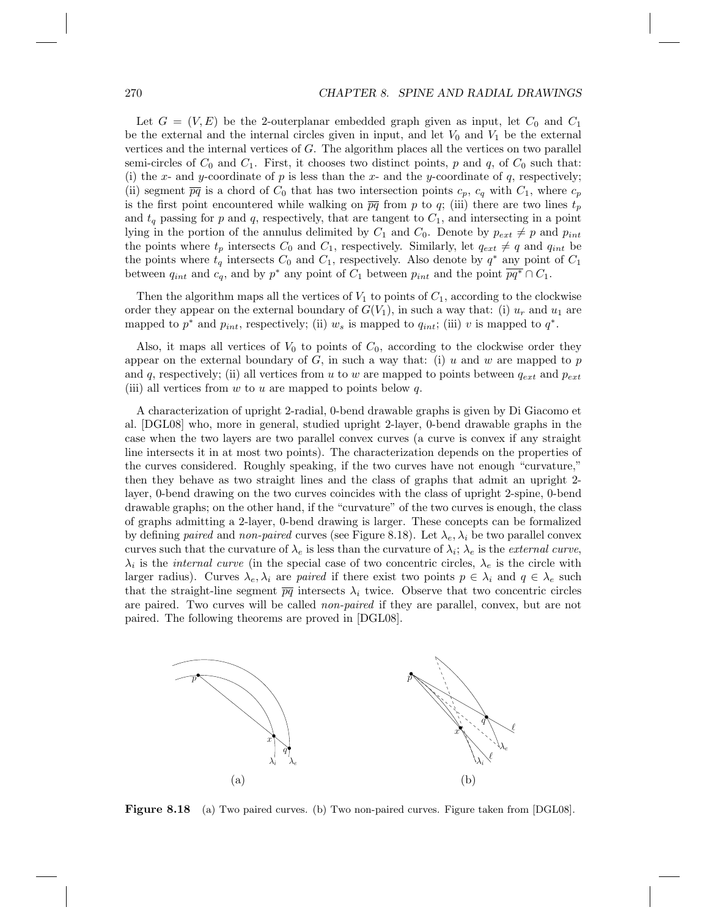Let $G = (V, E)$ be the 2-outerplanar embedded graph given as input, let $C_0$ and $C_1$ be the external and the internal circles given in input, and let $V_0$ and $V_1$ be the external vertices and the internal vertices of $G$. The algorithm places all the vertices on two parallel semi-circles of $C_0$ and $C_1$. First, it chooses two distinct points, $p$ and $q$, of $C_0$ such that: (i) the $x$- and $y$-coordinate of $p$ is less than the $x$- and the $y$-coordinate of $q$, respectively; (ii) segment $\overline{pq}$ is a chord of $C_0$ that has two intersection points $c_p$, $c_q$ with $C_1$, where $c_p$ is the first point encountered while walking on $\overline{pq}$ from $p$ to $q$; (iii) there are two lines $t_p$ and $t_q$ passing for $p$ and $q$, respectively, that are tangent to $C_1$, and intersecting in a point lying in the portion of the annulus delimited by $C_1$ and $C_0$. Denote by $p_{ext} \neq p$ and $p_{int}$ the points where $t_p$ intersects $C_0$ and $C_1$, respectively. Similarly, let $q_{ext} \neq q$ and $q_{int}$ be the points where $t_q$ intersects $C_0$ and $C_1$, respectively. Also denote by $q^*$ any point of $C_1$ between $q_{int}$ and $c_q$, and by $p^*$ any point of $C_1$ between $p_{int}$ and the point $\overline{pq^*} \cap C_1$.

Then the algorithm maps all the vertices of $V_1$ to points of $C_1$, according to the clockwise order they appear on the external boundary of $G(V_1)$, in such a way that: (i) $u_r$ and $u_1$ are mapped to $p^*$ and $p_{int}$, respectively; (ii) $w_s$ is mapped to $q_{int}$; (iii) $v$ is mapped to $q^*$.

Also, it maps all vertices of $V_0$ to points of $C_0$, according to the clockwise order they appear on the external boundary of $G$, in such a way that: (i) $u$ and $w$ are mapped to $p$ and $q$, respectively; (ii) all vertices from $u$ to $w$ are mapped to points between $q_{ext}$ and $p_{ext}$ (iii) all vertices from $w$ to $u$ are mapped to points below $q$.

A characterization of upright 2-radial, 0-bend drawable graphs is given by Di Giacomo et al. [DGL08] who, more in general, studied upright 2-layer, 0-bend drawable graphs in the case when the two layers are two parallel convex curves (a curve is convex if any straight line intersects it in at most two points). The characterization depends on the properties of the curves considered. Roughly speaking, if the two curves have not enough "curvature," then they behave as two straight lines and the class of graphs that admit an upright 2-layer, 0-bend drawing on the two curves coincides with the class of upright 2-spine, 0-bend drawable graphs; on the other hand, if the "curvature" of the two curves is enough, the class of graphs admitting a 2-layer, 0-bend drawing is larger. These concepts can be formalized by defining *paired* and *non-paired* curves (see Figure 8.18). Let $\lambda_e, \lambda_i$ be two parallel convex curves such that the curvature of $\lambda_e$ is less than the curvature of $\lambda_i$; $\lambda_e$ is the *external curve*, $\lambda_i$ is the *internal curve* (in the special case of two concentric circles, $\lambda_e$ is the circle with larger radius). Curves $\lambda_e, \lambda_i$ are *paired* if there exist two points $p \in \lambda_i$ and $q \in \lambda_e$ such that the straight-line segment $\overline{pq}$ intersects $\lambda_i$ twice. Observe that two concentric circles are paired. Two curves will be called *non-paired* if they are parallel, convex, but are not paired. The following theorems are proved in [DGL08].

**Figure 8.18** (a) Two paired curves. (b) Two non-paired curves. Figure taken from [DGL08].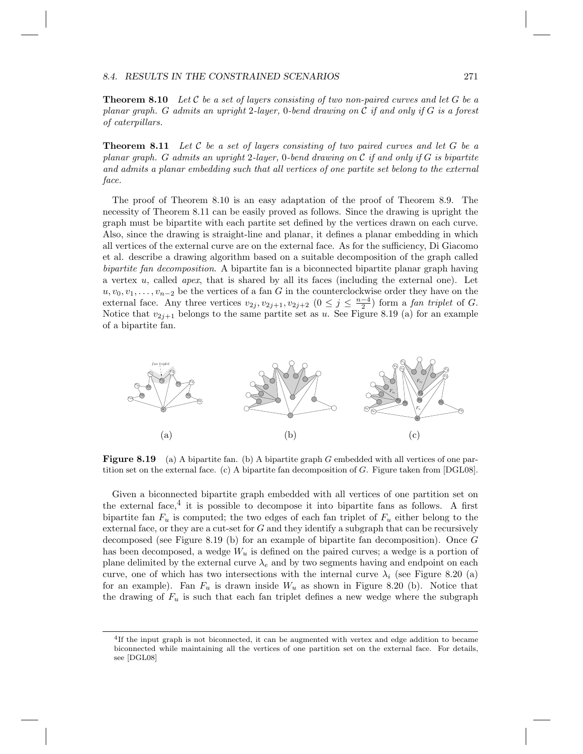**Theorem 8.10** *Let $\mathcal{C}$ be a set of layers consisting of two non-paired curves and let $G$ be a planar graph. $G$ admits an upright 2-layer, 0-bend drawing on $\mathcal{C}$ if and only if $G$ is a forest of caterpillars.*

**Theorem 8.11** *Let $\mathcal{C}$ be a set of layers consisting of two paired curves and let $G$ be a planar graph. $G$ admits an upright 2-layer, 0-bend drawing on $\mathcal{C}$ if and only if $G$ is bipartite and admits a planar embedding such that all vertices of one partite set belong to the external face.*

The proof of Theorem 8.10 is an easy adaptation of the proof of Theorem 8.9. The necessity of Theorem 8.11 can be easily proved as follows. Since the drawing is upright the graph must be bipartite with each partite set defined by the vertices drawn on each curve. Also, since the drawing is straight-line and planar, it defines a planar embedding in which all vertices of the external curve are on the external face. As for the sufficiency, Di Giacomo et al. describe a drawing algorithm based on a suitable decomposition of the graph called *bipartite fan decomposition*. A bipartite fan is a biconnected bipartite planar graph having a vertex $u$, called *apex*, that is shared by all its faces (including the external one). Let $u, v_0, v_1, \ldots, v_{n-2}$ be the vertices of a fan $G$ in the counterclockwise order they have on the external face. Any three vertices $v_{2j}, v_{2j+1}, v_{2j+2}$ $(0 \leq j \leq \frac{n-4}{2})$ form a *fan triplet* of $G$. Notice that $v_{2j+1}$ belongs to the same partite set as $u$. See Figure 8.19 (a) for an example of a bipartite fan.

**Figure 8.19** (a) A bipartite fan. (b) A bipartite graph $G$ embedded with all vertices of one partition set on the external face. (c) A bipartite fan decomposition of $G$. Figure taken from [DGL08].

Given a biconnected bipartite graph embedded with all vertices of one partition set on the external face,[4] it is possible to decompose it into bipartite fans as follows. A first bipartite fan $F_u$ is computed; the two edges of each fan triplet of $F_u$ either belong to the external face, or they are a cut-set for $G$ and they identify a subgraph that can be recursively decomposed (see Figure 8.19 (b) for an example of bipartite fan decomposition). Once $G$ has been decomposed, a wedge $W_u$ is defined on the paired curves; a wedge is a portion of plane delimited by the external curve $\lambda_e$ and by two segments having and endpoint on each curve, one of which has two intersections with the internal curve $\lambda_i$ (see Figure 8.20 (a) for an example). Fan $F_u$ is drawn inside $W_u$ as shown in Figure 8.20 (b). Notice that the drawing of $F_u$ is such that each fan triplet defines a new wedge where the subgraph

[4] If the input graph is not biconnected, it can be augmented with vertex and edge addition to became biconnected while maintaining all the vertices of one partition set on the external face. For details, see [DGL08]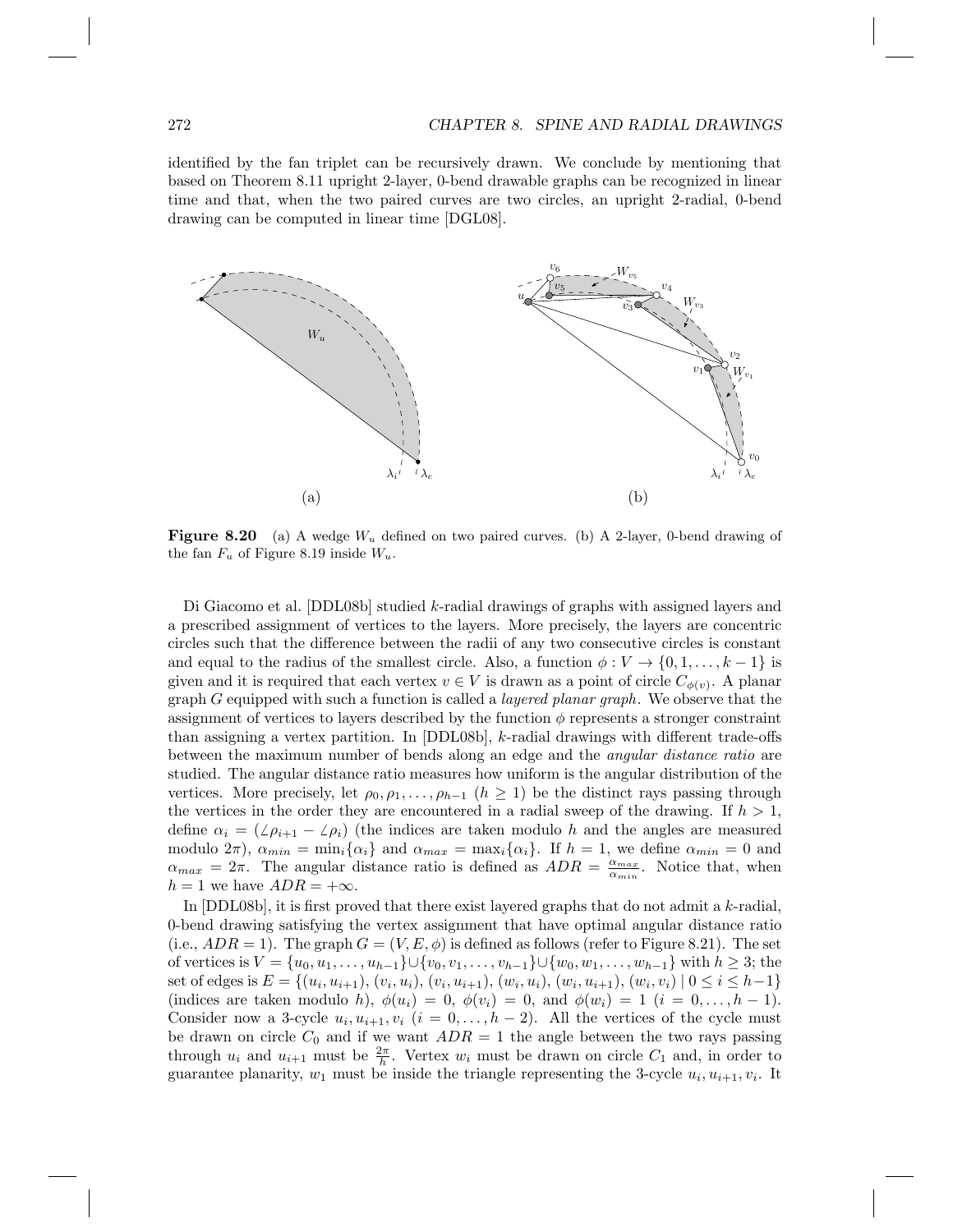identified by the fan triplet can be recursively drawn. We conclude by mentioning that based on Theorem 8.11 upright 2-layer, 0-bend drawable graphs can be recognized in linear time and that, when the two paired curves are two circles, an upright 2-radial, 0-bend drawing can be computed in linear time [DGL08].

**Figure 8.20** (a) A wedge $W_u$ defined on two paired curves. (b) A 2-layer, 0-bend drawing of the fan $F_u$ of Figure 8.19 inside $W_u$.

Di Giacomo et al. [DDL08b] studied $k$-radial drawings of graphs with assigned layers and a prescribed assignment of vertices to the layers. More precisely, the layers are concentric circles such that the difference between the radii of any two consecutive circles is constant and equal to the radius of the smallest circle. Also, a function $\phi : V \to \{0, 1, \ldots, k-1\}$ is given and it is required that each vertex $v \in V$ is drawn as a point of circle $C_{\phi(v)}$. A planar graph $G$ equipped with such a function is called a *layered planar graph*. We observe that the assignment of vertices to layers described by the function $\phi$ represents a stronger constraint than assigning a vertex partition. In [DDL08b], $k$-radial drawings with different trade-offs between the maximum number of bends along an edge and the *angular distance ratio* are studied. The angular distance ratio measures how uniform is the angular distribution of the vertices. More precisely, let $\rho_0, \rho_1, \ldots, \rho_{h-1}$ ($h \geq 1$) be the distinct rays passing through the vertices in the order they are encountered in a radial sweep of the drawing. If $h > 1$, define $\alpha_i = (\angle\rho_{i+1} - \angle\rho_i)$ (the indices are taken modulo $h$ and the angles are measured modulo $2\pi$), $\alpha_{min} = \min_i\{\alpha_i\}$ and $\alpha_{max} = \max_i\{\alpha_i\}$. If $h = 1$, we define $\alpha_{min} = 0$ and $\alpha_{max} = 2\pi$. The angular distance ratio is defined as $ADR = \frac{\alpha_{max}}{\alpha_{min}}$. Notice that, when $h = 1$ we have $ADR = +\infty$.

In [DDL08b], it is first proved that there exist layered graphs that do not admit a $k$-radial, 0-bend drawing satisfying the vertex assignment that have optimal angular distance ratio (i.e., $ADR = 1$). The graph $G = (V, E, \phi)$ is defined as follows (refer to Figure 8.21). The set of vertices is $V = \{u_0, u_1, \ldots, u_{h-1}\} \cup \{v_0, v_1, \ldots, v_{h-1}\} \cup \{w_0, w_1, \ldots, w_{h-1}\}$ with $h \geq 3$; the set of edges is $E = \{(u_i, u_{i+1}), (v_i, u_i), (v_i, u_{i+1}), (w_i, u_i), (w_i, u_{i+1}), (w_i, v_i) \mid 0 \leq i \leq h-1\}$ (indices are taken modulo $h$), $\phi(u_i) = 0$, $\phi(v_i) = 0$, and $\phi(w_i) = 1$ ($i = 0, \ldots, h-1$). Consider now a 3-cycle $u_i, u_{i+1}, v_i$ ($i = 0, \ldots, h-2$). All the vertices of the cycle must be drawn on circle $C_0$ and if we want $ADR = 1$ the angle between the two rays passing through $u_i$ and $u_{i+1}$ must be $\frac{2\pi}{h}$. Vertex $w_i$ must be drawn on circle $C_1$ and, in order to guarantee planarity, $w_1$ must be inside the triangle representing the 3-cycle $u_i, u_{i+1}, v_i$. It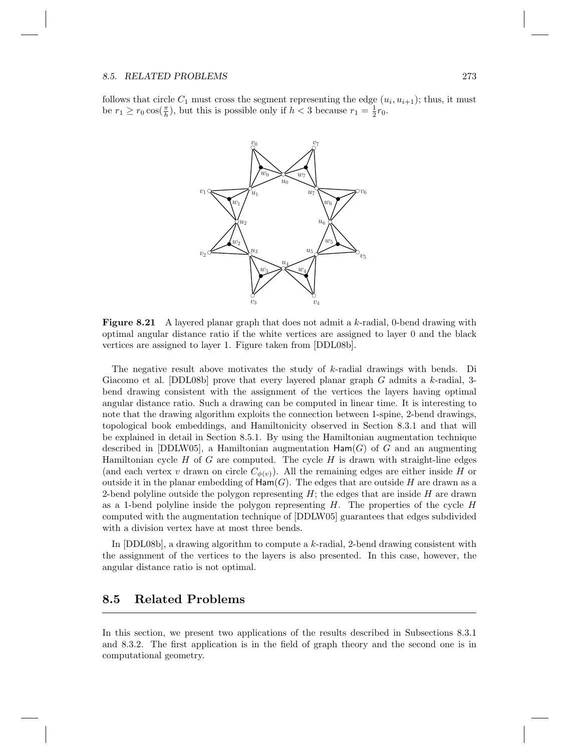follows that circle $C_1$ must cross the segment representing the edge $(u_i, u_{i+1})$; thus, it must be $r_1 \geq r_0 \cos(\frac{\pi}{h})$, but this is possible only if $h < 3$ because $r_1 = \frac{1}{2} r_0$.

**Figure 8.21** A layered planar graph that does not admit a $k$-radial, 0-bend drawing with optimal angular distance ratio if the white vertices are assigned to layer 0 and the black vertices are assigned to layer 1. Figure taken from [DDL08b].

The negative result above motivates the study of $k$-radial drawings with bends. Di Giacomo et al. [DDL08b] prove that every layered planar graph $G$ admits a $k$-radial, 3-bend drawing consistent with the assignment of the vertices the layers having optimal angular distance ratio. Such a drawing can be computed in linear time. It is interesting to note that the drawing algorithm exploits the connection between 1-spine, 2-bend drawings, topological book embeddings, and Hamiltonicity observed in Section 8.3.1 and that will be explained in detail in Section 8.5.1. By using the Hamiltonian augmentation technique described in [DDLW05], a Hamiltonian augmentation $\mathsf{Ham}(G)$ of $G$ and an augmenting Hamiltonian cycle $H$ of $G$ are computed. The cycle $H$ is drawn with straight-line edges (and each vertex $v$ drawn on circle $C_{\phi(v)}$). All the remaining edges are either inside $H$ or outside it in the planar embedding of $\mathsf{Ham}(G)$. The edges that are outside $H$ are drawn as a 2-bend polyline outside the polygon representing $H$; the edges that are inside $H$ are drawn as a 1-bend polyline inside the polygon representing $H$. The properties of the cycle $H$ computed with the augmentation technique of [DDLW05] guarantees that edges subdivided with a division vertex have at most three bends.

In [DDL08b], a drawing algorithm to compute a $k$-radial, 2-bend drawing consistent with the assignment of the vertices to the layers is also presented. In this case, however, the angular distance ratio is not optimal.

## 8.5 Related Problems

In this section, we present two applications of the results described in Subsections 8.3.1 and 8.3.2. The first application is in the field of graph theory and the second one is in computational geometry.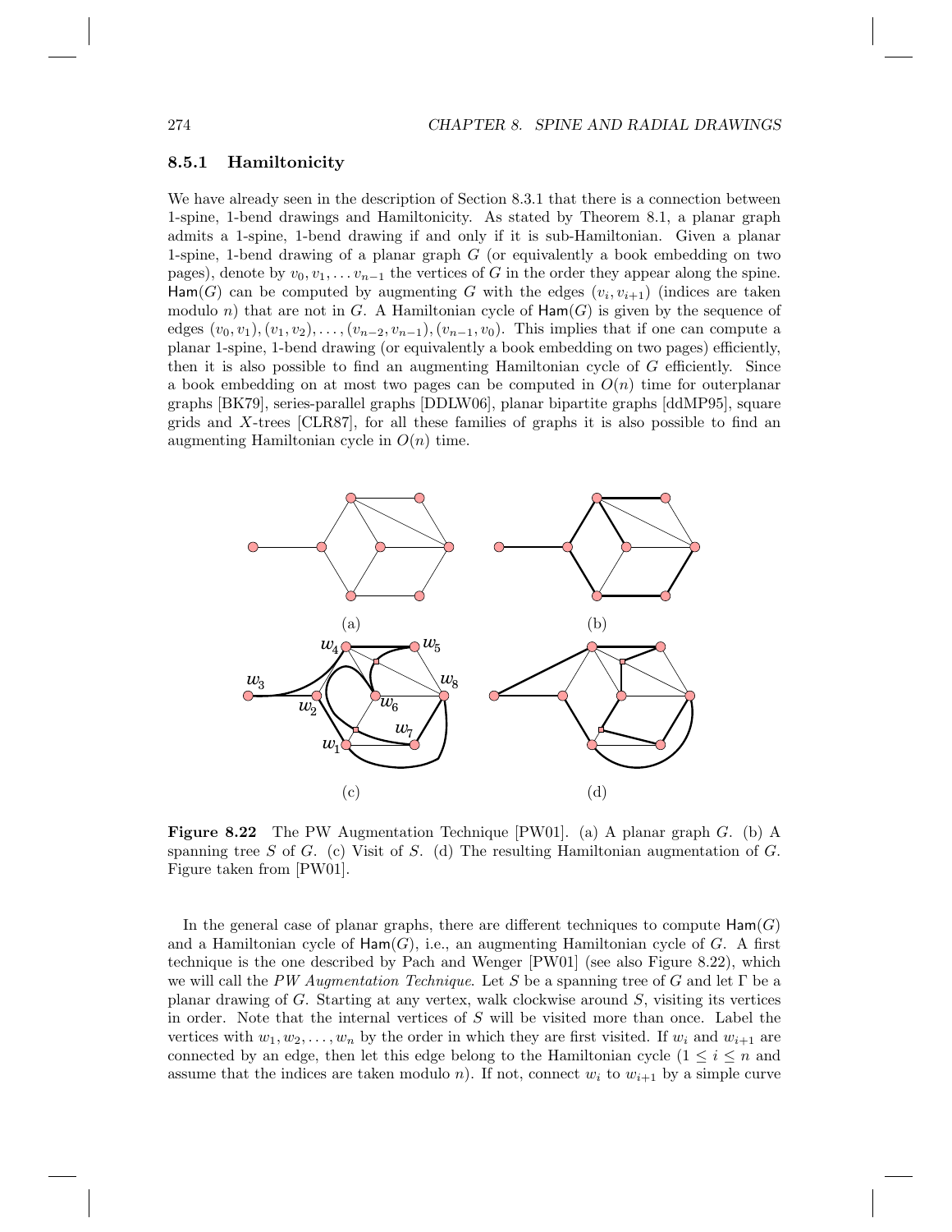### 8.5.1 Hamiltonicity

We have already seen in the description of Section 8.3.1 that there is a connection between 1-spine, 1-bend drawings and Hamiltonicity. As stated by Theorem 8.1, a planar graph admits a 1-spine, 1-bend drawing if and only if it is sub-Hamiltonian. Given a planar 1-spine, 1-bend drawing of a planar graph $G$ (or equivalently a book embedding on two pages), denote by $v_0, v_1, \ldots v_{n-1}$ the vertices of $G$ in the order they appear along the spine. $\mathsf{Ham}(G)$ can be computed by augmenting $G$ with the edges $(v_i, v_{i+1})$ (indices are taken modulo $n$) that are not in $G$. A Hamiltonian cycle of $\mathsf{Ham}(G)$ is given by the sequence of edges $(v_0, v_1), (v_1, v_2), \ldots, (v_{n-2}, v_{n-1}), (v_{n-1}, v_0)$. This implies that if one can compute a planar 1-spine, 1-bend drawing (or equivalently a book embedding on two pages) efficiently, then it is also possible to find an augmenting Hamiltonian cycle of $G$ efficiently. Since a book embedding on at most two pages can be computed in $O(n)$ time for outerplanar graphs [BK79], series-parallel graphs [DDLW06], planar bipartite graphs [ddMP95], square grids and $X$-trees [CLR87], for all these families of graphs it is also possible to find an augmenting Hamiltonian cycle in $O(n)$ time.

**Figure 8.22** The PW Augmentation Technique [PW01]. (a) A planar graph $G$. (b) A spanning tree $S$ of $G$. (c) Visit of $S$. (d) The resulting Hamiltonian augmentation of $G$. Figure taken from [PW01].

In the general case of planar graphs, there are different techniques to compute $\mathsf{Ham}(G)$ and a Hamiltonian cycle of $\mathsf{Ham}(G)$, i.e., an augmenting Hamiltonian cycle of $G$. A first technique is the one described by Pach and Wenger [PW01] (see also Figure 8.22), which we will call the *PW Augmentation Technique*. Let $S$ be a spanning tree of $G$ and let $\Gamma$ be a planar drawing of $G$. Starting at any vertex, walk clockwise around $S$, visiting its vertices in order. Note that the internal vertices of $S$ will be visited more than once. Label the vertices with $w_1, w_2, \ldots, w_n$ by the order in which they are first visited. If $w_i$ and $w_{i+1}$ are connected by an edge, then let this edge belong to the Hamiltonian cycle ($1 \leq i \leq n$ and assume that the indices are taken modulo $n$). If not, connect $w_i$ to $w_{i+1}$ by a simple curve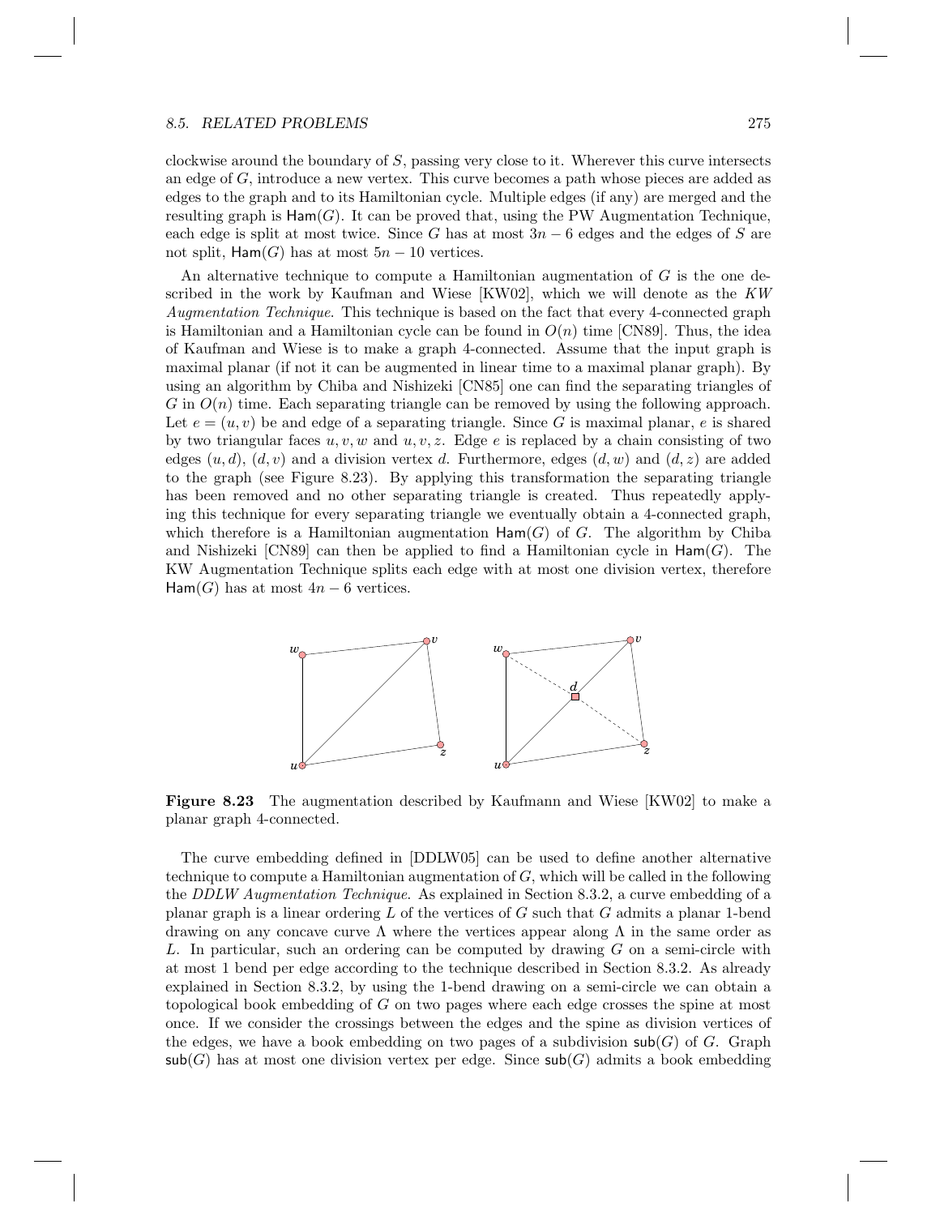clockwise around the boundary of $S$, passing very close to it. Wherever this curve intersects an edge of $G$, introduce a new vertex. This curve becomes a path whose pieces are added as edges to the graph and to its Hamiltonian cycle. Multiple edges (if any) are merged and the resulting graph is $\mathsf{Ham}(G)$. It can be proved that, using the PW Augmentation Technique, each edge is split at most twice. Since $G$ has at most $3n-6$ edges and the edges of $S$ are not split, $\mathsf{Ham}(G)$ has at most $5n-10$ vertices.

An alternative technique to compute a Hamiltonian augmentation of $G$ is the one described in the work by Kaufman and Wiese [KW02], which we will denote as the *KW Augmentation Technique*. This technique is based on the fact that every 4-connected graph is Hamiltonian and a Hamiltonian cycle can be found in $O(n)$ time [CN89]. Thus, the idea of Kaufman and Wiese is to make a graph 4-connected. Assume that the input graph is maximal planar (if not it can be augmented in linear time to a maximal planar graph). By using an algorithm by Chiba and Nishizeki [CN85] one can find the separating triangles of $G$ in $O(n)$ time. Each separating triangle can be removed by using the following approach. Let $e = (u, v)$ be and edge of a separating triangle. Since $G$ is maximal planar, $e$ is shared by two triangular faces $u, v, w$ and $u, v, z$. Edge $e$ is replaced by a chain consisting of two edges $(u, d)$, $(d, v)$ and a division vertex $d$. Furthermore, edges $(d, w)$ and $(d, z)$ are added to the graph (see Figure 8.23). By applying this transformation the separating triangle has been removed and no other separating triangle is created. Thus repeatedly applying this technique for every separating triangle we eventually obtain a 4-connected graph, which therefore is a Hamiltonian augmentation $\mathsf{Ham}(G)$ of $G$. The algorithm by Chiba and Nishizeki [CN89] can then be applied to find a Hamiltonian cycle in $\mathsf{Ham}(G)$. The KW Augmentation Technique splits each edge with at most one division vertex, therefore $\mathsf{Ham}(G)$ has at most $4n-6$ vertices.

**Figure 8.23** The augmentation described by Kaufmann and Wiese [KW02] to make a planar graph 4-connected.

The curve embedding defined in [DDLW05] can be used to define another alternative technique to compute a Hamiltonian augmentation of $G$, which will be called in the following the *DDLW Augmentation Technique*. As explained in Section 8.3.2, a curve embedding of a planar graph is a linear ordering $L$ of the vertices of $G$ such that $G$ admits a planar 1-bend drawing on any concave curve $\Lambda$ where the vertices appear along $\Lambda$ in the same order as $L$. In particular, such an ordering can be computed by drawing $G$ on a semi-circle with at most 1 bend per edge according to the technique described in Section 8.3.2. As already explained in Section 8.3.2, by using the 1-bend drawing on a semi-circle we can obtain a topological book embedding of $G$ on two pages where each edge crosses the spine at most once. If we consider the crossings between the edges and the spine as division vertices of the edges, we have a book embedding on two pages of a subdivision $\mathsf{sub}(G)$ of $G$. Graph $\mathsf{sub}(G)$ has at most one division vertex per edge. Since $\mathsf{sub}(G)$ admits a book embedding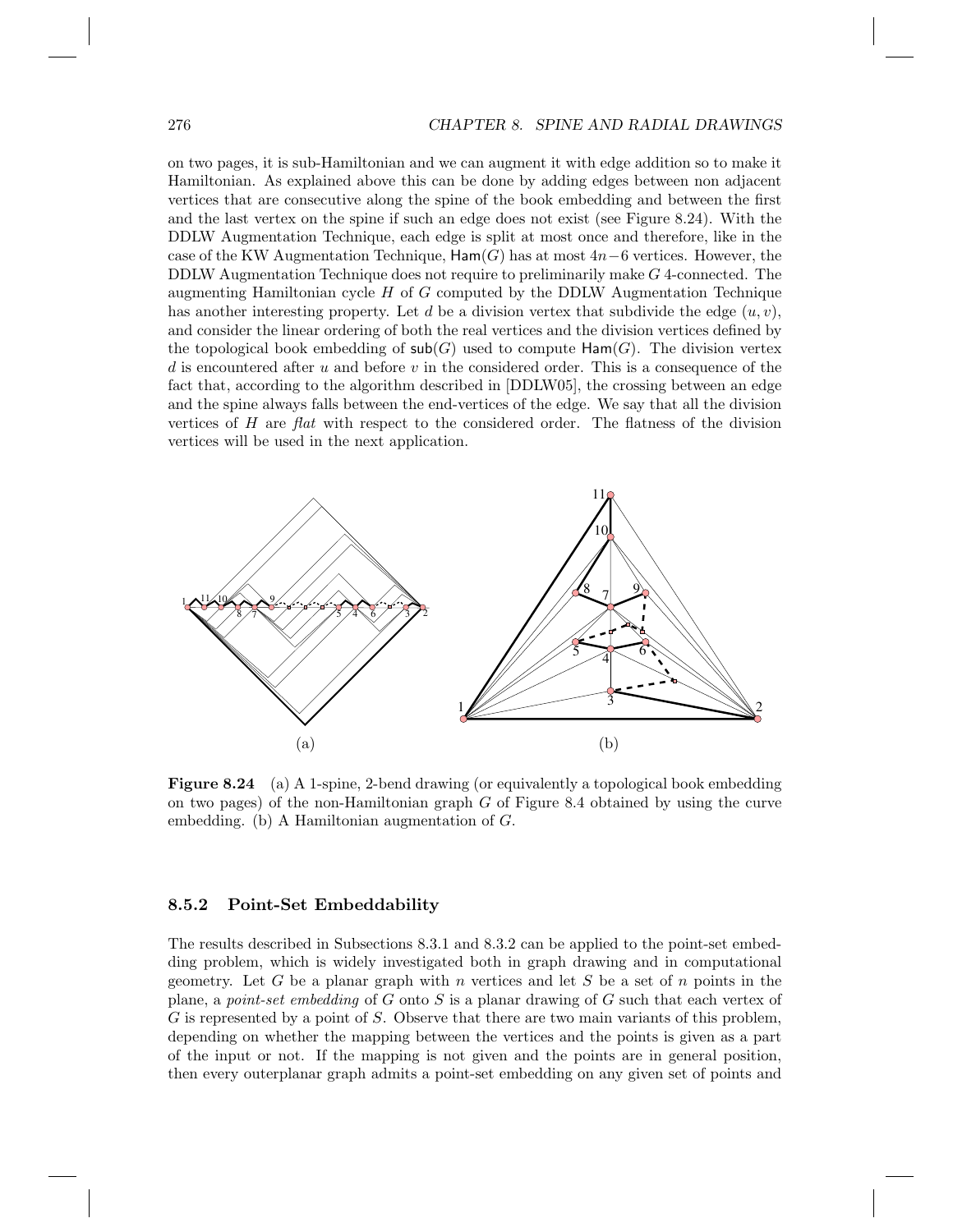on two pages, it is sub-Hamiltonian and we can augment it with edge addition so to make it Hamiltonian. As explained above this can be done by adding edges between non adjacent vertices that are consecutive along the spine of the book embedding and between the first and the last vertex on the spine if such an edge does not exist (see Figure 8.24). With the DDLW Augmentation Technique, each edge is split at most once and therefore, like in the case of the KW Augmentation Technique, $\mathsf{Ham}(G)$ has at most $4n-6$ vertices. However, the DDLW Augmentation Technique does not require to preliminarily make $G$ 4-connected. The augmenting Hamiltonian cycle $H$ of $G$ computed by the DDLW Augmentation Technique has another interesting property. Let $d$ be a division vertex that subdivide the edge $(u, v)$, and consider the linear ordering of both the real vertices and the division vertices defined by the topological book embedding of $\mathsf{sub}(G)$ used to compute $\mathsf{Ham}(G)$. The division vertex $d$ is encountered after $u$ and before $v$ in the considered order. This is a consequence of the fact that, according to the algorithm described in [DDLW05], the crossing between an edge and the spine always falls between the end-vertices of the edge. We say that all the division vertices of $H$ are *flat* with respect to the considered order. The flatness of the division vertices will be used in the next application.

**Figure 8.24** (a) A 1-spine, 2-bend drawing (or equivalently a topological book embedding on two pages) of the non-Hamiltonian graph $G$ of Figure 8.4 obtained by using the curve embedding. (b) A Hamiltonian augmentation of $G$.

### 8.5.2 Point-Set Embeddability

The results described in Subsections 8.3.1 and 8.3.2 can be applied to the point-set embedding problem, which is widely investigated both in graph drawing and in computational geometry. Let $G$ be a planar graph with $n$ vertices and let $S$ be a set of $n$ points in the plane, a *point-set embedding* of $G$ onto $S$ is a planar drawing of $G$ such that each vertex of $G$ is represented by a point of $S$. Observe that there are two main variants of this problem, depending on whether the mapping between the vertices and the points is given as a part of the input or not. If the mapping is not given and the points are in general position, then every outerplanar graph admits a point-set embedding on any given set of points and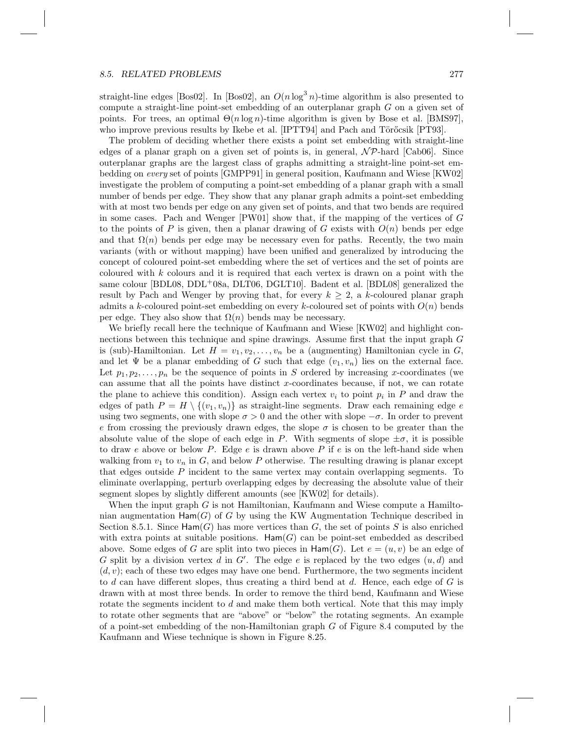straight-line edges [Bos02]. In [Bos02], an $O(n \log^3 n)$-time algorithm is also presented to compute a straight-line point-set embedding of an outerplanar graph $G$ on a given set of points. For trees, an optimal $\Theta(n \log n)$-time algorithm is given by Bose et al. [BMS97], who improve previous results by Ikebe et al. [IPTT94] and Pach and Törőcsik [PT93].

The problem of deciding whether there exists a point set embedding with straight-line edges of a planar graph on a given set of points is, in general, $\mathcal{NP}$-hard [Cab06]. Since outerplanar graphs are the largest class of graphs admitting a straight-line point-set embedding on *every* set of points [GMPP91] in general position, Kaufmann and Wiese [KW02] investigate the problem of computing a point-set embedding of a planar graph with a small number of bends per edge. They show that any planar graph admits a point-set embedding with at most two bends per edge on any given set of points, and that two bends are required in some cases. Pach and Wenger [PW01] show that, if the mapping of the vertices of $G$ to the points of $P$ is given, then a planar drawing of $G$ exists with $O(n)$ bends per edge and that $\Omega(n)$ bends per edge may be necessary even for paths. Recently, the two main variants (with or without mapping) have been unified and generalized by introducing the concept of coloured point-set embedding where the set of vertices and the set of points are coloured with $k$ colours and it is required that each vertex is drawn on a point with the same colour [BDL08, DDL+08a, DLT06, DGLT10]. Badent et al. [BDL08] generalized the result by Pach and Wenger by proving that, for every $k \geq 2$, a $k$-coloured planar graph admits a $k$-coloured point-set embedding on every $k$-coloured set of points with $O(n)$ bends per edge. They also show that $\Omega(n)$ bends may be necessary.

We briefly recall here the technique of Kaufmann and Wiese [KW02] and highlight connections between this technique and spine drawings. Assume first that the input graph $G$ is (sub)-Hamiltonian. Let $H = v_1, v_2, \ldots, v_n$ be a (augmenting) Hamiltonian cycle in $G$, and let $\Psi$ be a planar embedding of $G$ such that edge $(v_1, v_n)$ lies on the external face. Let $p_1, p_2, \ldots, p_n$ be the sequence of points in $S$ ordered by increasing $x$-coordinates (we can assume that all the points have distinct $x$-coordinates because, if not, we can rotate the plane to achieve this condition). Assign each vertex $v_i$ to point $p_i$ in $P$ and draw the edges of path $P = H \setminus \{(v_1, v_n)\}$ as straight-line segments. Draw each remaining edge $e$ using two segments, one with slope $\sigma > 0$ and the other with slope $-\sigma$. In order to prevent $e$ from crossing the previously drawn edges, the slope $\sigma$ is chosen to be greater than the absolute value of the slope of each edge in $P$. With segments of slope $\pm\sigma$, it is possible to draw $e$ above or below $P$. Edge $e$ is drawn above $P$ if $e$ is on the left-hand side when walking from $v_1$ to $v_n$ in $G$, and below $P$ otherwise. The resulting drawing is planar except that edges outside $P$ incident to the same vertex may contain overlapping segments. To eliminate overlapping, perturb overlapping edges by decreasing the absolute value of their segment slopes by slightly different amounts (see [KW02] for details).

When the input graph $G$ is not Hamiltonian, Kaufmann and Wiese compute a Hamiltonian augmentation $\mathsf{Ham}(G)$ of $G$ by using the KW Augmentation Technique described in Section 8.5.1. Since $\mathsf{Ham}(G)$ has more vertices than $G$, the set of points $S$ is also enriched with extra points at suitable positions. $\mathsf{Ham}(G)$ can be point-set embedded as described above. Some edges of $G$ are split into two pieces in $\mathsf{Ham}(G)$. Let $e = (u, v)$ be an edge of $G$ split by a division vertex $d$ in $G'$. The edge $e$ is replaced by the two edges $(u, d)$ and $(d, v)$; each of these two edges may have one bend. Furthermore, the two segments incident to $d$ can have different slopes, thus creating a third bend at $d$. Hence, each edge of $G$ is drawn with at most three bends. In order to remove the third bend, Kaufmann and Wiese rotate the segments incident to $d$ and make them both vertical. Note that this may imply to rotate other segments that are "above" or "below" the rotating segments. An example of a point-set embedding of the non-Hamiltonian graph $G$ of Figure 8.4 computed by the Kaufmann and Wiese technique is shown in Figure 8.25.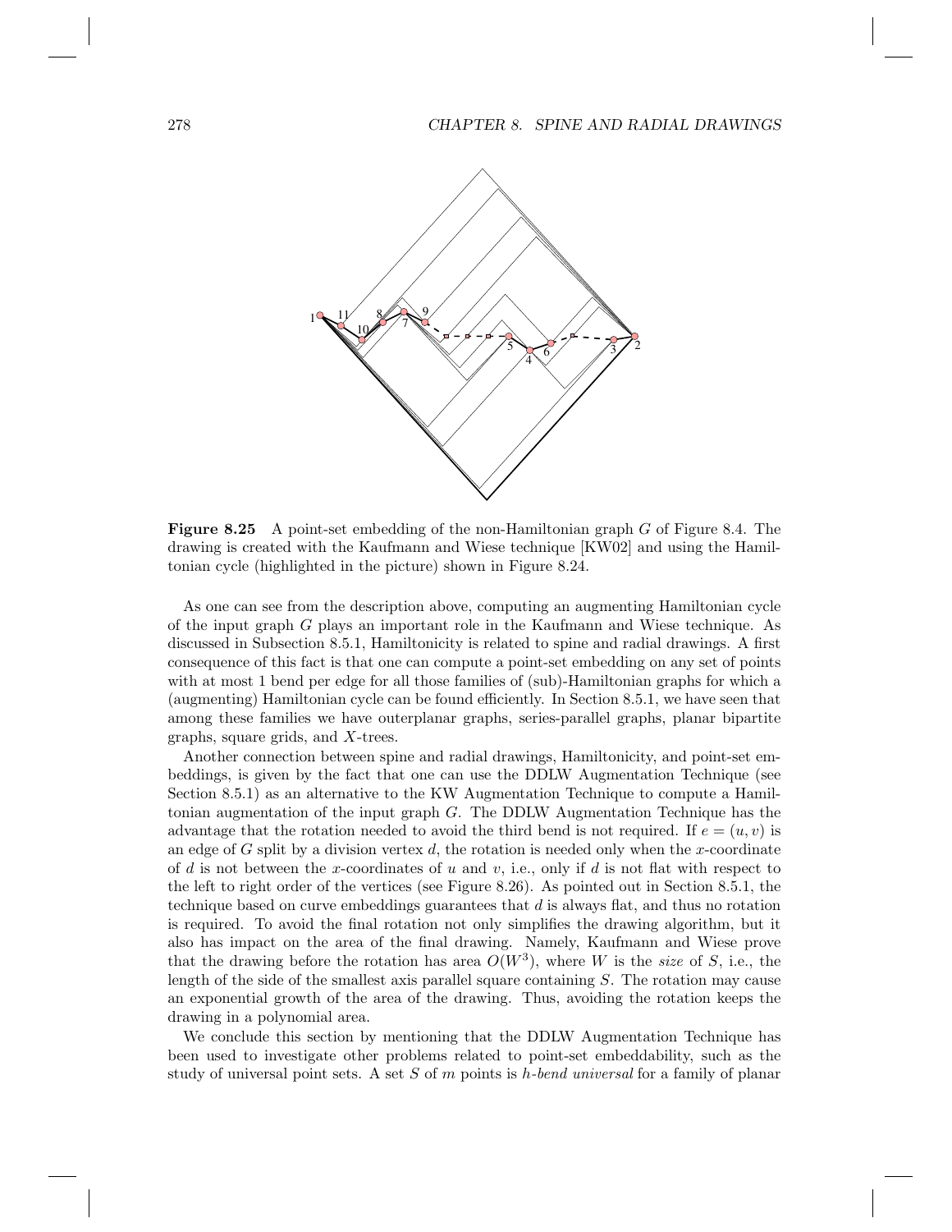1 11 8 9
10 7
5 6 3 2
4

**Figure 8.25** A point-set embedding of the non-Hamiltonian graph $G$ of Figure 8.4. The drawing is created with the Kaufmann and Wiese technique [KW02] and using the Hamiltonian cycle (highlighted in the picture) shown in Figure 8.24.

As one can see from the description above, computing an augmenting Hamiltonian cycle of the input graph $G$ plays an important role in the Kaufmann and Wiese technique. As discussed in Subsection 8.5.1, Hamiltonicity is related to spine and radial drawings. A first consequence of this fact is that one can compute a point-set embedding on any set of points with at most 1 bend per edge for all those families of (sub)-Hamiltonian graphs for which a (augmenting) Hamiltonian cycle can be found efficiently. In Section 8.5.1, we have seen that among these families we have outerplanar graphs, series-parallel graphs, planar bipartite graphs, square grids, and $X$-trees.

Another connection between spine and radial drawings, Hamiltonicity, and point-set embeddings, is given by the fact that one can use the DDLW Augmentation Technique (see Section 8.5.1) as an alternative to the KW Augmentation Technique to compute a Hamiltonian augmentation of the input graph $G$. The DDLW Augmentation Technique has the advantage that the rotation needed to avoid the third bend is not required. If $e = (u, v)$ is an edge of $G$ split by a division vertex $d$, the rotation is needed only when the $x$-coordinate of $d$ is not between the $x$-coordinates of $u$ and $v$, i.e., only if $d$ is not flat with respect to the left to right order of the vertices (see Figure 8.26). As pointed out in Section 8.5.1, the technique based on curve embeddings guarantees that $d$ is always flat, and thus no rotation is required. To avoid the final rotation not only simplifies the drawing algorithm, but it also has impact on the area of the final drawing. Namely, Kaufmann and Wiese prove that the drawing before the rotation has area $O(W^3)$, where $W$ is the *size* of $S$, i.e., the length of the side of the smallest axis parallel square containing $S$. The rotation may cause an exponential growth of the area of the drawing. Thus, avoiding the rotation keeps the drawing in a polynomial area.

We conclude this section by mentioning that the DDLW Augmentation Technique has been used to investigate other problems related to point-set embeddability, such as the study of universal point sets. A set $S$ of $m$ points is *h-bend universal* for a family of planar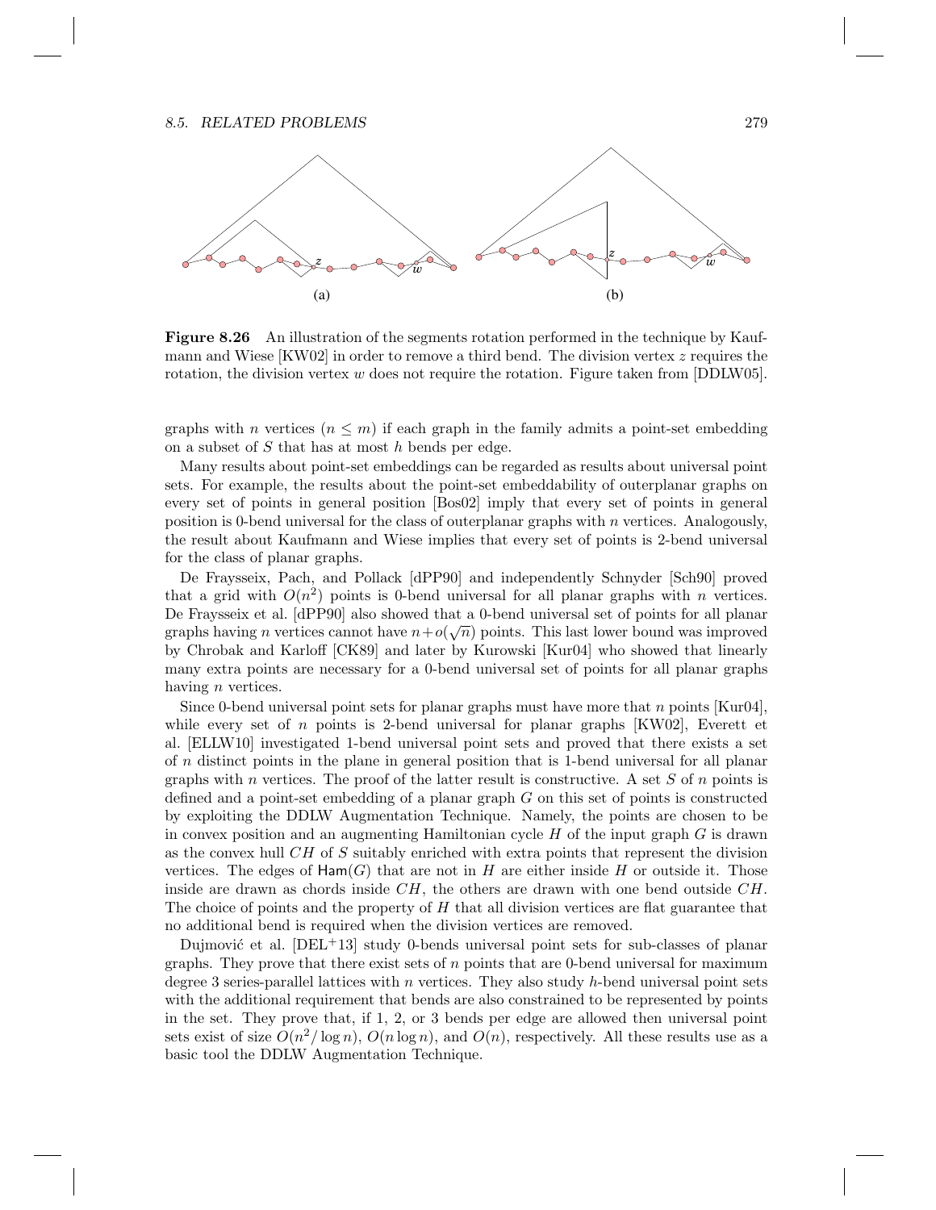(a)

(b)

**Figure 8.26** An illustration of the segments rotation performed in the technique by Kaufmann and Wiese [KW02] in order to remove a third bend. The division vertex $z$ requires the rotation, the division vertex $w$ does not require the rotation. Figure taken from [DDLW05].

graphs with $n$ vertices ($n \leq m$) if each graph in the family admits a point-set embedding on a subset of $S$ that has at most $h$ bends per edge.

Many results about point-set embeddings can be regarded as results about universal point sets. For example, the results about the point-set embeddability of outerplanar graphs on every set of points in general position [Bos02] imply that every set of points in general position is 0-bend universal for the class of outerplanar graphs with $n$ vertices. Analogously, the result about Kaufmann and Wiese implies that every set of points is 2-bend universal for the class of planar graphs.

De Fraysseix, Pach, and Pollack [dPP90] and independently Schnyder [Sch90] proved that a grid with $O(n^2)$ points is 0-bend universal for all planar graphs with $n$ vertices. De Fraysseix et al. [dPP90] also showed that a 0-bend universal set of points for all planar graphs having $n$ vertices cannot have $n + o(\sqrt{n})$ points. This last lower bound was improved by Chrobak and Karloff [CK89] and later by Kurowski [Kur04] who showed that linearly many extra points are necessary for a 0-bend universal set of points for all planar graphs having $n$ vertices.

Since 0-bend universal point sets for planar graphs must have more that $n$ points [Kur04], while every set of $n$ points is 2-bend universal for planar graphs [KW02], Everett et al. [ELLW10] investigated 1-bend universal point sets and proved that there exists a set of $n$ distinct points in the plane in general position that is 1-bend universal for all planar graphs with $n$ vertices. The proof of the latter result is constructive. A set $S$ of $n$ points is defined and a point-set embedding of a planar graph $G$ on this set of points is constructed by exploiting the DDLW Augmentation Technique. Namely, the points are chosen to be in convex position and an augmenting Hamiltonian cycle $H$ of the input graph $G$ is drawn as the convex hull $CH$ of $S$ suitably enriched with extra points that represent the division vertices. The edges of $\mathsf{Ham}(G)$ that are not in $H$ are either inside $H$ or outside it. Those inside are drawn as chords inside $CH$, the others are drawn with one bend outside $CH$. The choice of points and the property of $H$ that all division vertices are flat guarantee that no additional bend is required when the division vertices are removed.

Dujmović et al. [DEL+13] study 0-bends universal point sets for sub-classes of planar graphs. They prove that there exist sets of $n$ points that are 0-bend universal for maximum degree 3 series-parallel lattices with $n$ vertices. They also study $h$-bend universal point sets with the additional requirement that bends are also constrained to be represented by points in the set. They prove that, if 1, 2, or 3 bends per edge are allowed then universal point sets exist of size $O(n^2/\log n)$, $O(n \log n)$, and $O(n)$, respectively. All these results use as a basic tool the DDLW Augmentation Technique.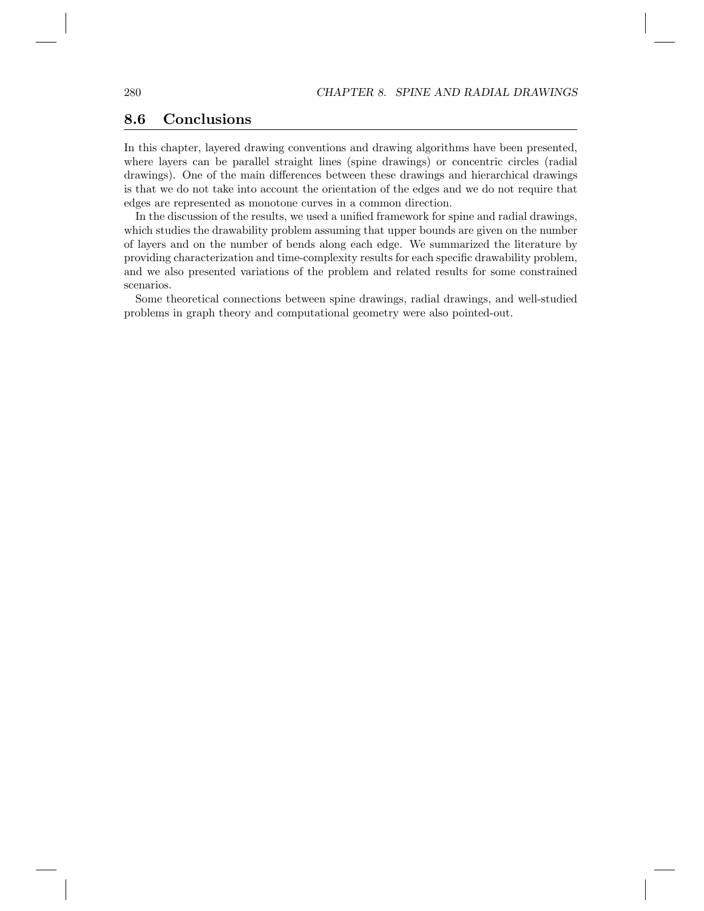## 8.6 Conclusions

In this chapter, layered drawing conventions and drawing algorithms have been presented, where layers can be parallel straight lines (spine drawings) or concentric circles (radial drawings). One of the main differences between these drawings and hierarchical drawings is that we do not take into account the orientation of the edges and we do not require that edges are represented as monotone curves in a common direction.

In the discussion of the results, we used a unified framework for spine and radial drawings, which studies the drawability problem assuming that upper bounds are given on the number of layers and on the number of bends along each edge. We summarized the literature by providing characterization and time-complexity results for each specific drawability problem, and we also presented variations of the problem and related results for some constrained scenarios.

Some theoretical connections between spine drawings, radial drawings, and well-studied problems in graph theory and computational geometry were also pointed-out.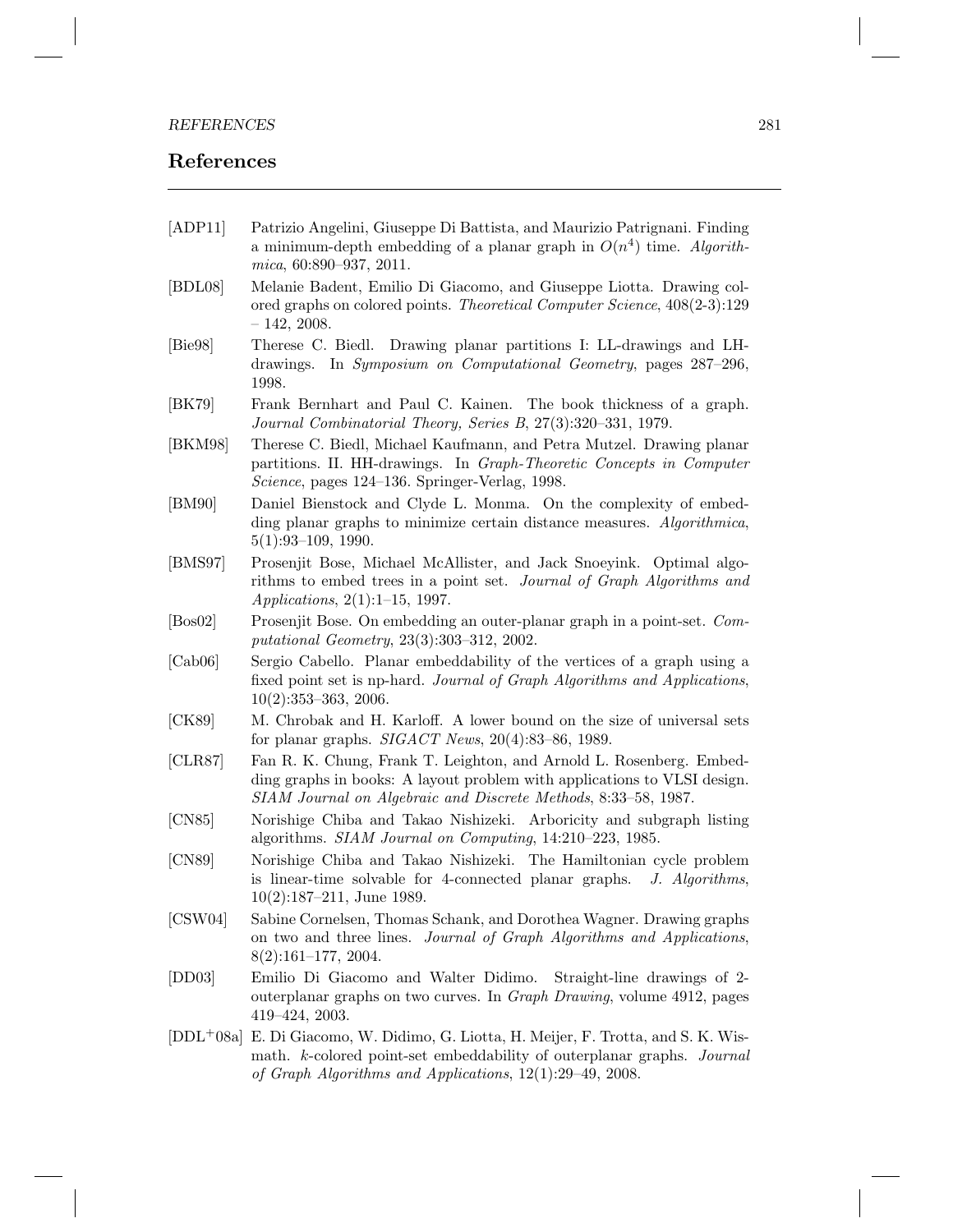## References

[ADP11] Patrizio Angelini, Giuseppe Di Battista, and Maurizio Patrignani. Finding a minimum-depth embedding of a planar graph in $O(n^4)$ time. *Algorithmica*, 60:890–937, 2011.

[BDL08] Melanie Badent, Emilio Di Giacomo, and Giuseppe Liotta. Drawing colored graphs on colored points. *Theoretical Computer Science*, 408(2-3):129 – 142, 2008.

[Bie98] Therese C. Biedl. Drawing planar partitions I: LL-drawings and LH-drawings. In *Symposium on Computational Geometry*, pages 287–296, 1998.

[BK79] Frank Bernhart and Paul C. Kainen. The book thickness of a graph. *Journal Combinatorial Theory, Series B*, 27(3):320–331, 1979.

[BKM98] Therese C. Biedl, Michael Kaufmann, and Petra Mutzel. Drawing planar partitions. II. HH-drawings. In *Graph-Theoretic Concepts in Computer Science*, pages 124–136. Springer-Verlag, 1998.

[BM90] Daniel Bienstock and Clyde L. Monma. On the complexity of embedding planar graphs to minimize certain distance measures. *Algorithmica*, 5(1):93–109, 1990.

[BMS97] Prosenjit Bose, Michael McAllister, and Jack Snoeyink. Optimal algorithms to embed trees in a point set. *Journal of Graph Algorithms and Applications*, 2(1):1–15, 1997.

[Bos02] Prosenjit Bose. On embedding an outer-planar graph in a point-set. *Computational Geometry*, 23(3):303–312, 2002.

[Cab06] Sergio Cabello. Planar embeddability of the vertices of a graph using a fixed point set is np-hard. *Journal of Graph Algorithms and Applications*, 10(2):353–363, 2006.

[CK89] M. Chrobak and H. Karloff. A lower bound on the size of universal sets for planar graphs. *SIGACT News*, 20(4):83–86, 1989.

[CLR87] Fan R. K. Chung, Frank T. Leighton, and Arnold L. Rosenberg. Embedding graphs in books: A layout problem with applications to VLSI design. *SIAM Journal on Algebraic and Discrete Methods*, 8:33–58, 1987.

[CN85] Norishige Chiba and Takao Nishizeki. Arboricity and subgraph listing algorithms. *SIAM Journal on Computing*, 14:210–223, 1985.

[CN89] Norishige Chiba and Takao Nishizeki. The Hamiltonian cycle problem is linear-time solvable for 4-connected planar graphs. *J. Algorithms*, 10(2):187–211, June 1989.

[CSW04] Sabine Cornelsen, Thomas Schank, and Dorothea Wagner. Drawing graphs on two and three lines. *Journal of Graph Algorithms and Applications*, 8(2):161–177, 2004.

[DD03] Emilio Di Giacomo and Walter Didimo. Straight-line drawings of 2-outerplanar graphs on two curves. In *Graph Drawing*, volume 4912, pages 419–424, 2003.

[DDL$^+$08a] E. Di Giacomo, W. Didimo, G. Liotta, H. Meijer, F. Trotta, and S. K. Wismath. $k$-colored point-set embeddability of outerplanar graphs. *Journal of Graph Algorithms and Applications*, 12(1):29–49, 2008.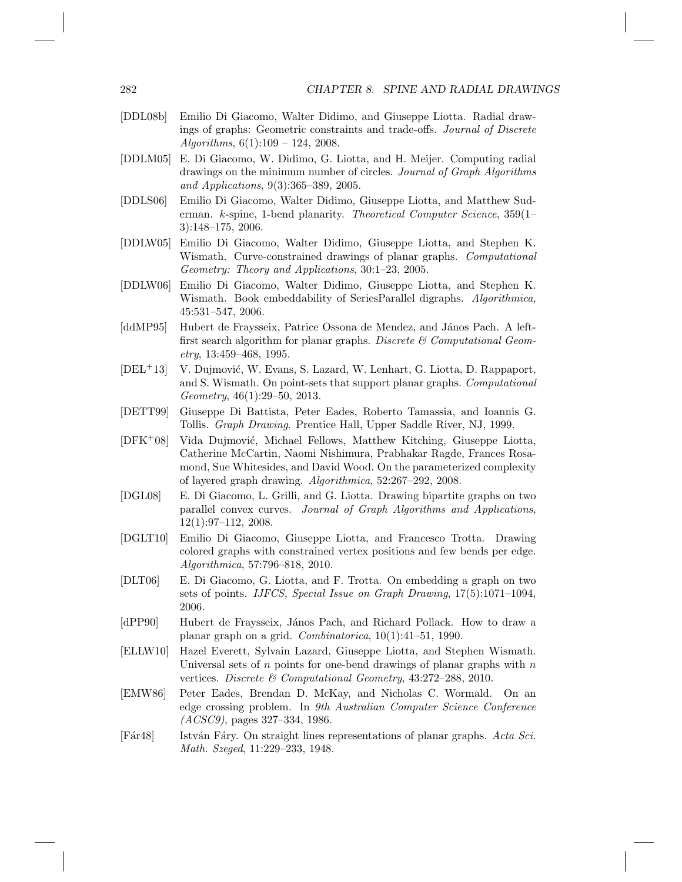[DDL08b] Emilio Di Giacomo, Walter Didimo, and Giuseppe Liotta. Radial drawings of graphs: Geometric constraints and trade-offs. *Journal of Discrete Algorithms*, 6(1):109 – 124, 2008.

[DDLM05] E. Di Giacomo, W. Didimo, G. Liotta, and H. Meijer. Computing radial drawings on the minimum number of circles. *Journal of Graph Algorithms and Applications*, 9(3):365–389, 2005.

[DDLS06] Emilio Di Giacomo, Walter Didimo, Giuseppe Liotta, and Matthew Suderman. $k$-spine, 1-bend planarity. *Theoretical Computer Science*, 359(1–3):148–175, 2006.

[DDLW05] Emilio Di Giacomo, Walter Didimo, Giuseppe Liotta, and Stephen K. Wismath. Curve-constrained drawings of planar graphs. *Computational Geometry: Theory and Applications*, 30:1–23, 2005.

[DDLW06] Emilio Di Giacomo, Walter Didimo, Giuseppe Liotta, and Stephen K. Wismath. Book embeddability of SeriesParallel digraphs. *Algorithmica*, 45:531–547, 2006.

[ddMP95] Hubert de Fraysseix, Patrice Ossona de Mendez, and János Pach. A left-first search algorithm for planar graphs. *Discrete & Computational Geometry*, 13:459–468, 1995.

[DEL$^+$13] V. Dujmović, W. Evans, S. Lazard, W. Lenhart, G. Liotta, D. Rappaport, and S. Wismath. On point-sets that support planar graphs. *Computational Geometry*, 46(1):29–50, 2013.

[DETT99] Giuseppe Di Battista, Peter Eades, Roberto Tamassia, and Ioannis G. Tollis. *Graph Drawing*. Prentice Hall, Upper Saddle River, NJ, 1999.

[DFK$^+$08] Vida Dujmović, Michael Fellows, Matthew Kitching, Giuseppe Liotta, Catherine McCartin, Naomi Nishimura, Prabhakar Ragde, Frances Rosamond, Sue Whitesides, and David Wood. On the parameterized complexity of layered graph drawing. *Algorithmica*, 52:267–292, 2008.

[DGL08] E. Di Giacomo, L. Grilli, and G. Liotta. Drawing bipartite graphs on two parallel convex curves. *Journal of Graph Algorithms and Applications*, 12(1):97–112, 2008.

[DGLT10] Emilio Di Giacomo, Giuseppe Liotta, and Francesco Trotta. Drawing colored graphs with constrained vertex positions and few bends per edge. *Algorithmica*, 57:796–818, 2010.

[DLT06] E. Di Giacomo, G. Liotta, and F. Trotta. On embedding a graph on two sets of points. *IJFCS, Special Issue on Graph Drawing*, 17(5):1071–1094, 2006.

[dPP90] Hubert de Fraysseix, János Pach, and Richard Pollack. How to draw a planar graph on a grid. *Combinatorica*, 10(1):41–51, 1990.

[ELLW10] Hazel Everett, Sylvain Lazard, Giuseppe Liotta, and Stephen Wismath. Universal sets of $n$ points for one-bend drawings of planar graphs with $n$ vertices. *Discrete & Computational Geometry*, 43:272–288, 2010.

[EMW86] Peter Eades, Brendan D. McKay, and Nicholas C. Wormald. On an edge crossing problem. In *9th Australian Computer Science Conference (ACSC9)*, pages 327–334, 1986.

[Fár48] István Fáry. On straight lines representations of planar graphs. *Acta Sci. Math. Szeged*, 11:229–233, 1948.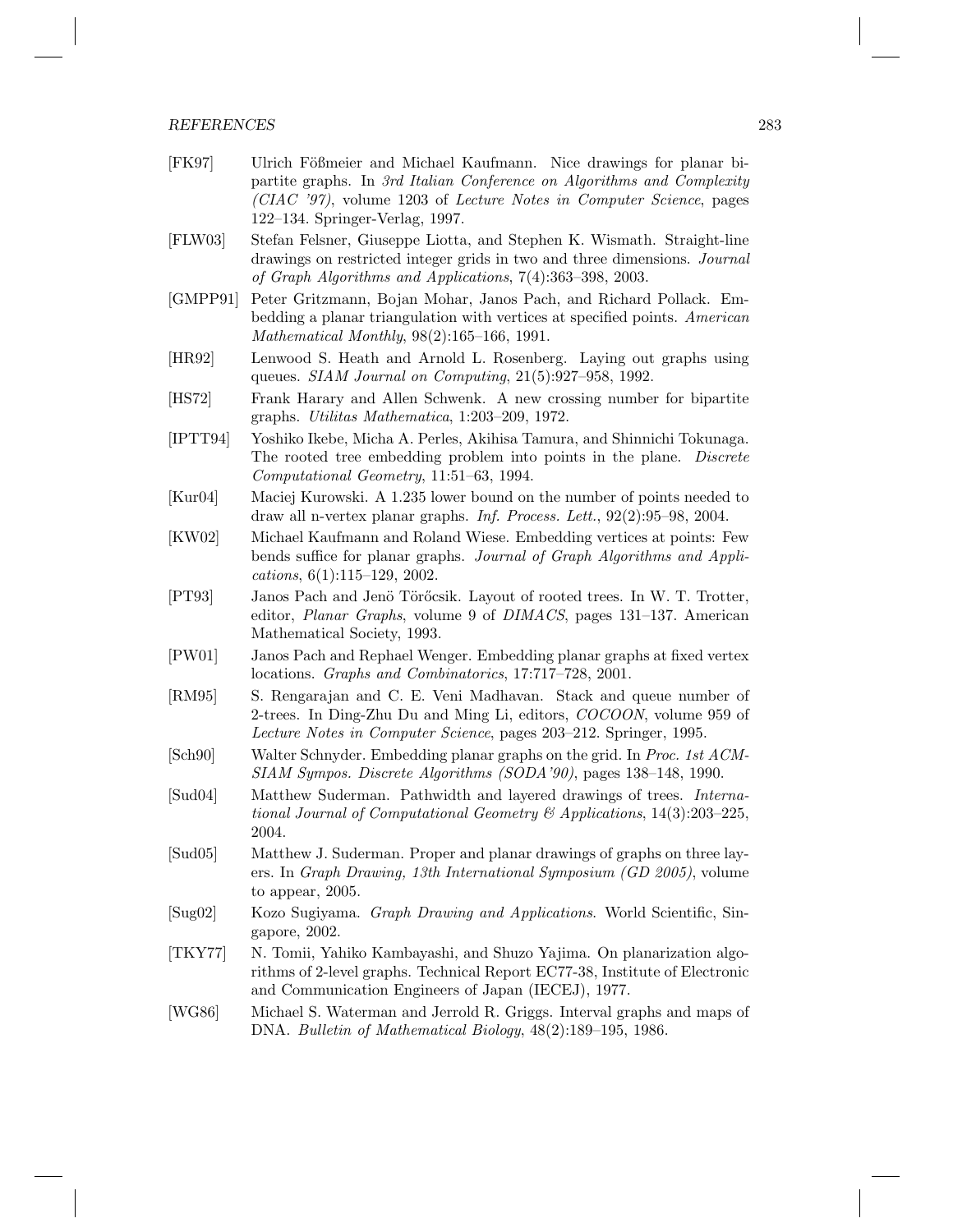[FK97] Ulrich Fößmeier and Michael Kaufmann. Nice drawings for planar bipartite graphs. In *3rd Italian Conference on Algorithms and Complexity (CIAC '97)*, volume 1203 of *Lecture Notes in Computer Science*, pages 122–134. Springer-Verlag, 1997.

[FLW03] Stefan Felsner, Giuseppe Liotta, and Stephen K. Wismath. Straight-line drawings on restricted integer grids in two and three dimensions. *Journal of Graph Algorithms and Applications*, 7(4):363–398, 2003.

[GMPP91] Peter Gritzmann, Bojan Mohar, Janos Pach, and Richard Pollack. Embedding a planar triangulation with vertices at specified points. *American Mathematical Monthly*, 98(2):165–166, 1991.

[HR92] Lenwood S. Heath and Arnold L. Rosenberg. Laying out graphs using queues. *SIAM Journal on Computing*, 21(5):927–958, 1992.

[HS72] Frank Harary and Allen Schwenk. A new crossing number for bipartite graphs. *Utilitas Mathematica*, 1:203–209, 1972.

[IPTT94] Yoshiko Ikebe, Micha A. Perles, Akihisa Tamura, and Shinnichi Tokunaga. The rooted tree embedding problem into points in the plane. *Discrete Computational Geometry*, 11:51–63, 1994.

[Kur04] Maciej Kurowski. A 1.235 lower bound on the number of points needed to draw all n-vertex planar graphs. *Inf. Process. Lett.*, 92(2):95–98, 2004.

[KW02] Michael Kaufmann and Roland Wiese. Embedding vertices at points: Few bends suffice for planar graphs. *Journal of Graph Algorithms and Applications*, 6(1):115–129, 2002.

[PT93] Janos Pach and Jenö Töröcsik. Layout of rooted trees. In W. T. Trotter, editor, *Planar Graphs*, volume 9 of *DIMACS*, pages 131–137. American Mathematical Society, 1993.

[PW01] Janos Pach and Rephael Wenger. Embedding planar graphs at fixed vertex locations. *Graphs and Combinatorics*, 17:717–728, 2001.

[RM95] S. Rengarajan and C. E. Veni Madhavan. Stack and queue number of 2-trees. In Ding-Zhu Du and Ming Li, editors, *COCOON*, volume 959 of *Lecture Notes in Computer Science*, pages 203–212. Springer, 1995.

[Sch90] Walter Schnyder. Embedding planar graphs on the grid. In *Proc. 1st ACM-SIAM Sympos. Discrete Algorithms (SODA'90)*, pages 138–148, 1990.

[Sud04] Matthew Suderman. Pathwidth and layered drawings of trees. *International Journal of Computational Geometry & Applications*, 14(3):203–225, 2004.

[Sud05] Matthew J. Suderman. Proper and planar drawings of graphs on three layers. In *Graph Drawing, 13th International Symposium (GD 2005)*, volume to appear, 2005.

[Sug02] Kozo Sugiyama. *Graph Drawing and Applications*. World Scientific, Singapore, 2002.

[TKY77] N. Tomii, Yahiko Kambayashi, and Shuzo Yajima. On planarization algorithms of 2-level graphs. Technical Report EC77-38, Institute of Electronic and Communication Engineers of Japan (IECEJ), 1977.

[WG86] Michael S. Waterman and Jerrold R. Griggs. Interval graphs and maps of DNA. *Bulletin of Mathematical Biology*, 48(2):189–195, 1986.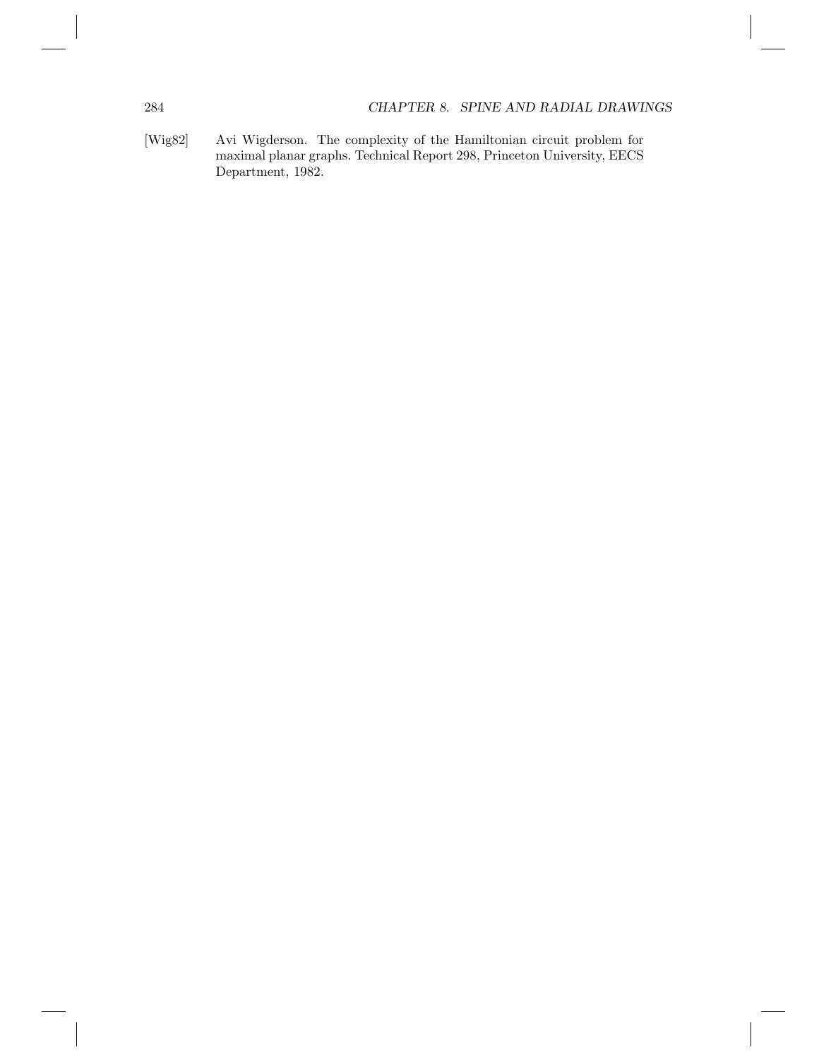[Wig82] Avi Wigderson. The complexity of the Hamiltonian circuit problem for maximal planar graphs. Technical Report 298, Princeton University, EECS Department, 1982.